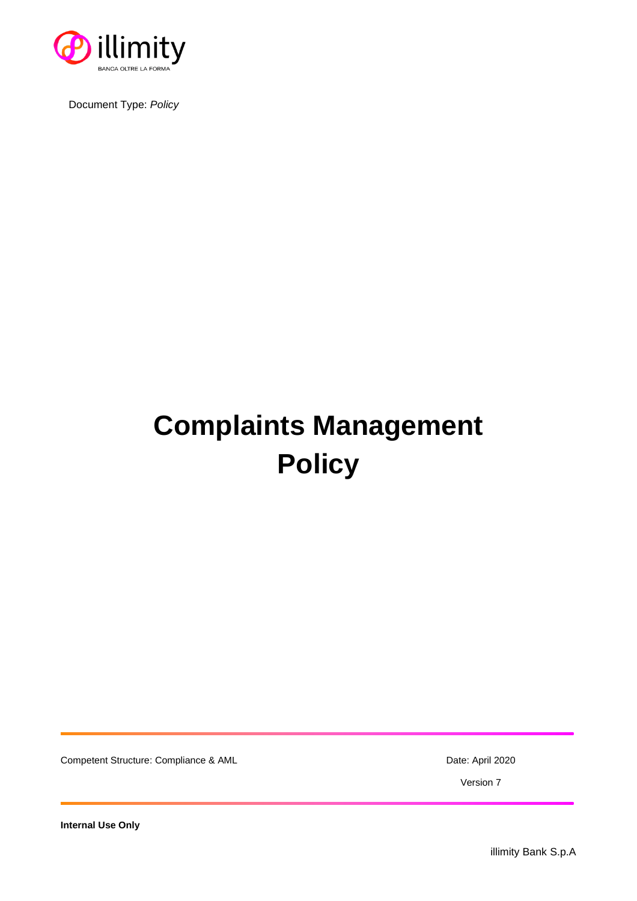illimity

BANCA OLTRE LA FORMA

Document Type: *Policy*

# Complaints Management Policy

Competent Structure: Compliance & AML

Date: April 2020

Version 7

**Internal Use Only**

illimity Bank S.p.A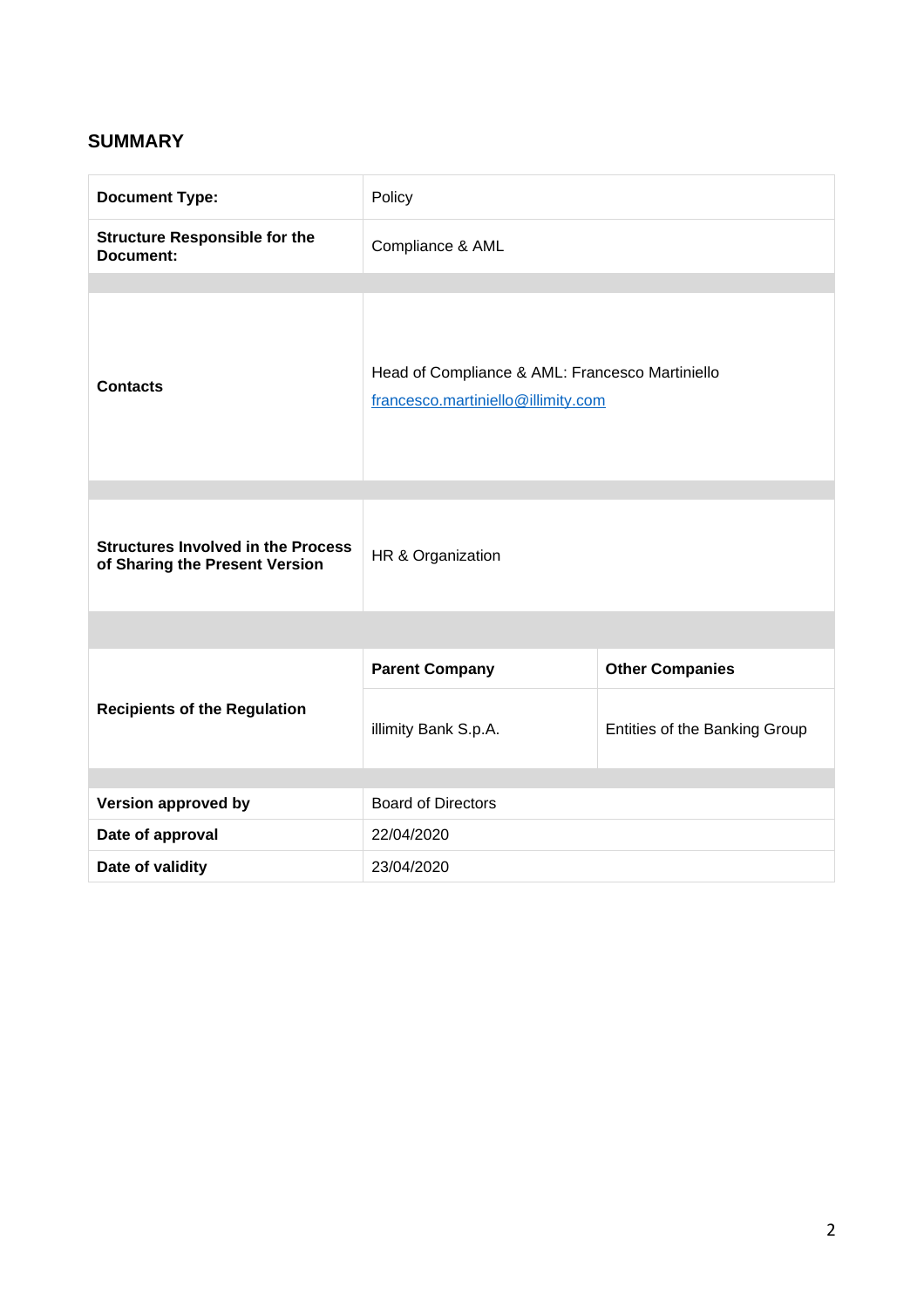## SUMMARY

| | | |
|---|---|---|
| **Document Type:** | Policy | |
| **Structure Responsible for the Document:** | Compliance & AML | |
| **Contacts** | Head of Compliance & AML: Francesco Martiniello<br>francesco.martiniello@illimity.com | |
| **Structures Involved in the Process of Sharing the Present Version** | HR & Organization | |
| **Recipients of the Regulation** | **Parent Company** | **Other Companies** |
| | illimity Bank S.p.A. | Entities of the Banking Group |
| **Version approved by** | Board of Directors | |
| **Date of approval** | 22/04/2020 | |
| **Date of validity** | 23/04/2020 | |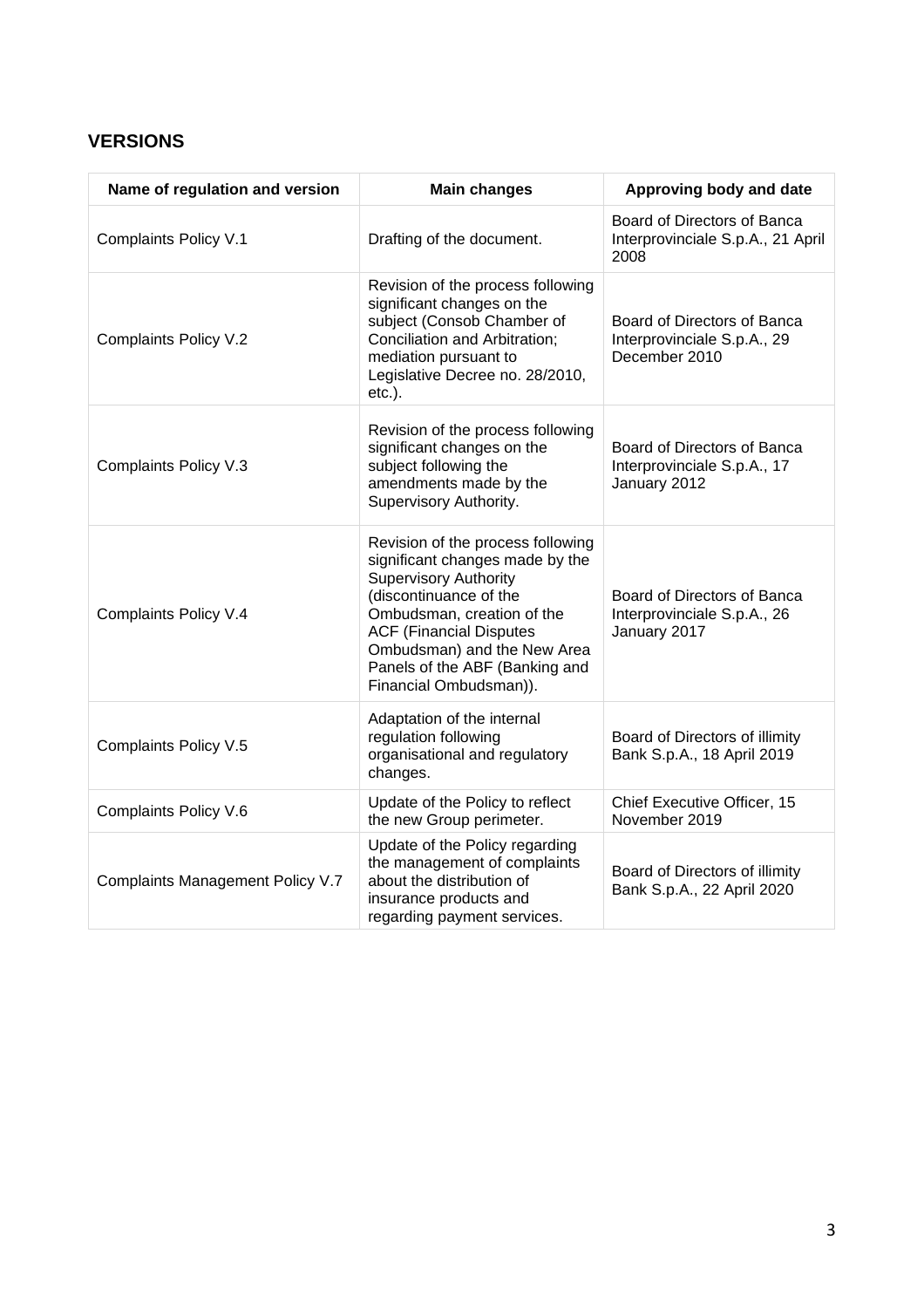## VERSIONS

| Name of regulation and version | Main changes | Approving body and date |
| --- | --- | --- |
| Complaints Policy V.1 | Drafting of the document. | Board of Directors of Banca Interprovinciale S.p.A., 21 April 2008 |
| Complaints Policy V.2 | Revision of the process following significant changes on the subject (Consob Chamber of Conciliation and Arbitration; mediation pursuant to Legislative Decree no. 28/2010, etc.). | Board of Directors of Banca Interprovinciale S.p.A., 29 December 2010 |
| Complaints Policy V.3 | Revision of the process following significant changes on the subject following the amendments made by the Supervisory Authority. | Board of Directors of Banca Interprovinciale S.p.A., 17 January 2012 |
| Complaints Policy V.4 | Revision of the process following significant changes made by the Supervisory Authority (discontinuance of the Ombudsman, creation of the ACF (Financial Disputes Ombudsman) and the New Area Panels of the ABF (Banking and Financial Ombudsman)). | Board of Directors of Banca Interprovinciale S.p.A., 26 January 2017 |
| Complaints Policy V.5 | Adaptation of the internal regulation following organisational and regulatory changes. | Board of Directors of illimity Bank S.p.A., 18 April 2019 |
| Complaints Policy V.6 | Update of the Policy to reflect the new Group perimeter. | Chief Executive Officer, 15 November 2019 |
| Complaints Management Policy V.7 | Update of the Policy regarding the management of complaints about the distribution of insurance products and regarding payment services. | Board of Directors of illimity Bank S.p.A., 22 April 2020 |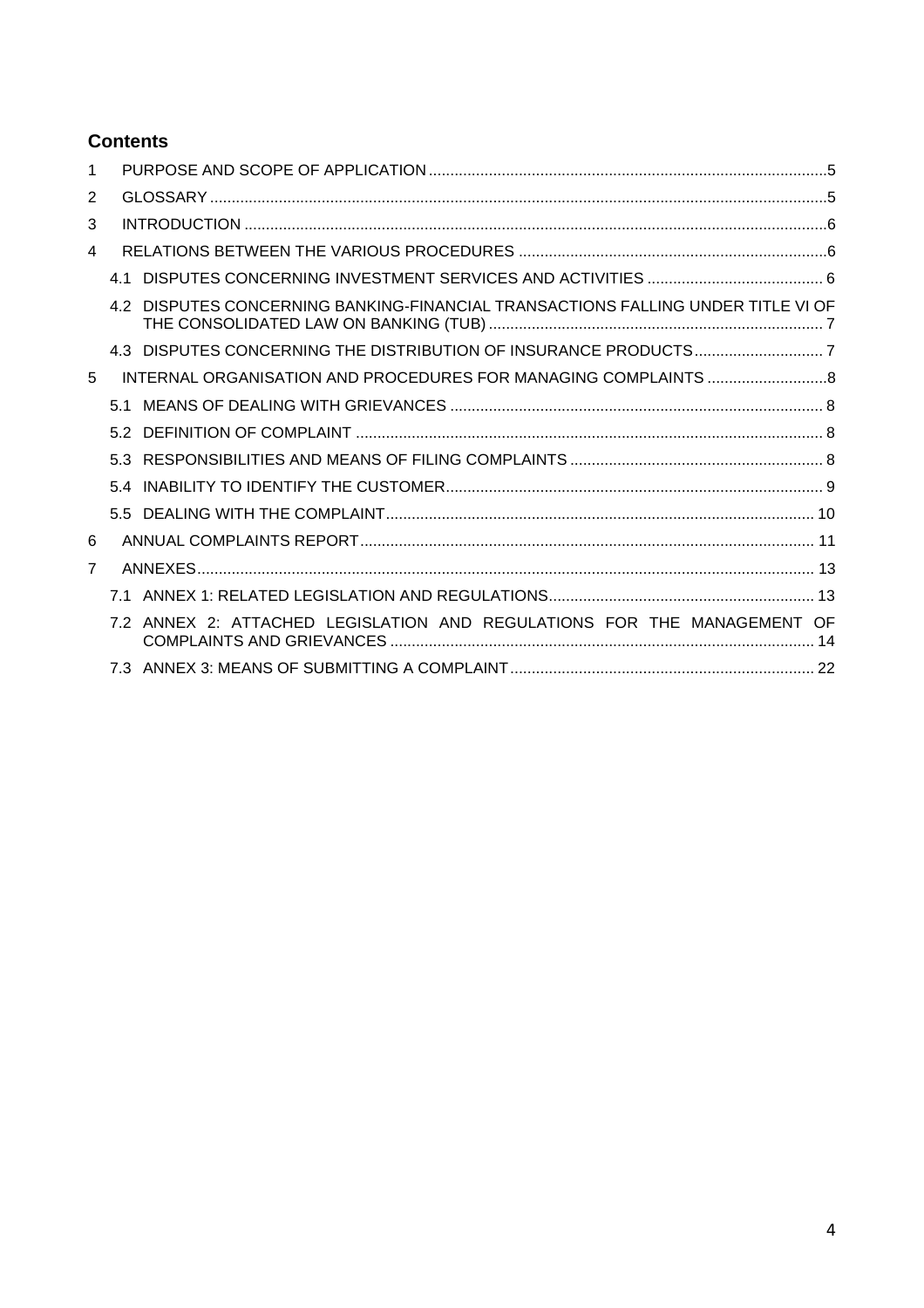## Contents

1 PURPOSE AND SCOPE OF APPLICATION ....5
2 GLOSSARY ....5
3 INTRODUCTION ....6
4 RELATIONS BETWEEN THE VARIOUS PROCEDURES ....6
  4.1 DISPUTES CONCERNING INVESTMENT SERVICES AND ACTIVITIES ....6
  4.2 DISPUTES CONCERNING BANKING-FINANCIAL TRANSACTIONS FALLING UNDER TITLE VI OF THE CONSOLIDATED LAW ON BANKING (TUB) ....7
  4.3 DISPUTES CONCERNING THE DISTRIBUTION OF INSURANCE PRODUCTS ....7
5 INTERNAL ORGANISATION AND PROCEDURES FOR MANAGING COMPLAINTS ....8
  5.1 MEANS OF DEALING WITH GRIEVANCES ....8
  5.2 DEFINITION OF COMPLAINT ....8
  5.3 RESPONSIBILITIES AND MEANS OF FILING COMPLAINTS ....8
  5.4 INABILITY TO IDENTIFY THE CUSTOMER ....9
  5.5 DEALING WITH THE COMPLAINT ....10
6 ANNUAL COMPLAINTS REPORT ....11
7 ANNEXES ....13
  7.1 ANNEX 1: RELATED LEGISLATION AND REGULATIONS ....13
  7.2 ANNEX 2: ATTACHED LEGISLATION AND REGULATIONS FOR THE MANAGEMENT OF COMPLAINTS AND GRIEVANCES ....14
  7.3 ANNEX 3: MEANS OF SUBMITTING A COMPLAINT ....22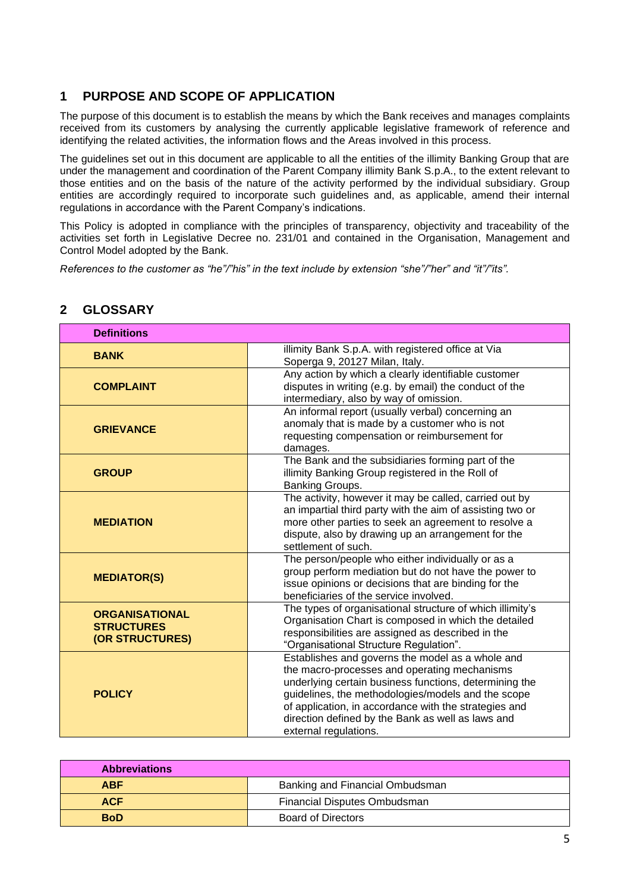## 1 PURPOSE AND SCOPE OF APPLICATION

The purpose of this document is to establish the means by which the Bank receives and manages complaints received from its customers by analysing the currently applicable legislative framework of reference and identifying the related activities, the information flows and the Areas involved in this process.

The guidelines set out in this document are applicable to all the entities of the illimity Banking Group that are under the management and coordination of the Parent Company illimity Bank S.p.A., to the extent relevant to those entities and on the basis of the nature of the activity performed by the individual subsidiary. Group entities are accordingly required to incorporate such guidelines and, as applicable, amend their internal regulations in accordance with the Parent Company's indications.

This Policy is adopted in compliance with the principles of transparency, objectivity and traceability of the activities set forth in Legislative Decree no. 231/01 and contained in the Organisation, Management and Control Model adopted by the Bank.

*References to the customer as "he"/"his" in the text include by extension "she"/"her" and "it"/"its".*

## 2 GLOSSARY

| Definitions | |
|---|---|
| **BANK** | illimity Bank S.p.A. with registered office at Via Soperga 9, 20127 Milan, Italy. |
| **COMPLAINT** | Any action by which a clearly identifiable customer disputes in writing (e.g. by email) the conduct of the intermediary, also by way of omission. |
| **GRIEVANCE** | An informal report (usually verbal) concerning an anomaly that is made by a customer who is not requesting compensation or reimbursement for damages. |
| **GROUP** | The Bank and the subsidiaries forming part of the illimity Banking Group registered in the Roll of Banking Groups. |
| **MEDIATION** | The activity, however it may be called, carried out by an impartial third party with the aim of assisting two or more other parties to seek an agreement to resolve a dispute, also by drawing up an arrangement for the settlement of such. |
| **MEDIATOR(S)** | The person/people who either individually or as a group perform mediation but do not have the power to issue opinions or decisions that are binding for the beneficiaries of the service involved. |
| **ORGANISATIONAL STRUCTURES (OR STRUCTURES)** | The types of organisational structure of which illimity's Organisation Chart is composed in which the detailed responsibilities are assigned as described in the "Organisational Structure Regulation". |
| **POLICY** | Establishes and governs the model as a whole and the macro-processes and operating mechanisms underlying certain business functions, determining the guidelines, the methodologies/models and the scope of application, in accordance with the strategies and direction defined by the Bank as well as laws and external regulations. |

| Abbreviations | |
|---|---|
| **ABF** | Banking and Financial Ombudsman |
| **ACF** | Financial Disputes Ombudsman |
| **BoD** | Board of Directors |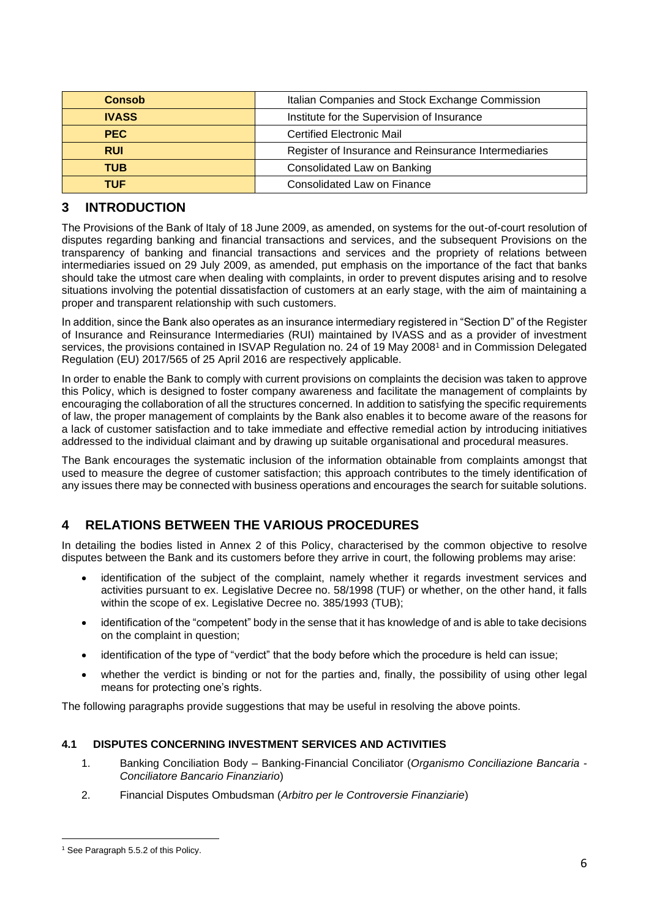| Consob | Italian Companies and Stock Exchange Commission |
| --- | --- |
| IVASS | Institute for the Supervision of Insurance |
| PEC | Certified Electronic Mail |
| RUI | Register of Insurance and Reinsurance Intermediaries |
| TUB | Consolidated Law on Banking |
| TUF | Consolidated Law on Finance |

## 3 INTRODUCTION

The Provisions of the Bank of Italy of 18 June 2009, as amended, on systems for the out-of-court resolution of disputes regarding banking and financial transactions and services, and the subsequent Provisions on the transparency of banking and financial transactions and services and the propriety of relations between intermediaries issued on 29 July 2009, as amended, put emphasis on the importance of the fact that banks should take the utmost care when dealing with complaints, in order to prevent disputes arising and to resolve situations involving the potential dissatisfaction of customers at an early stage, with the aim of maintaining a proper and transparent relationship with such customers.

In addition, since the Bank also operates as an insurance intermediary registered in "Section D" of the Register of Insurance and Reinsurance Intermediaries (RUI) maintained by IVASS and as a provider of investment services, the provisions contained in ISVAP Regulation no. 24 of 19 May 2008[1] and in Commission Delegated Regulation (EU) 2017/565 of 25 April 2016 are respectively applicable.

In order to enable the Bank to comply with current provisions on complaints the decision was taken to approve this Policy, which is designed to foster company awareness and facilitate the management of complaints by encouraging the collaboration of all the structures concerned. In addition to satisfying the specific requirements of law, the proper management of complaints by the Bank also enables it to become aware of the reasons for a lack of customer satisfaction and to take immediate and effective remedial action by introducing initiatives addressed to the individual claimant and by drawing up suitable organisational and procedural measures.

The Bank encourages the systematic inclusion of the information obtainable from complaints amongst that used to measure the degree of customer satisfaction; this approach contributes to the timely identification of any issues there may be connected with business operations and encourages the search for suitable solutions.

## 4 RELATIONS BETWEEN THE VARIOUS PROCEDURES

In detailing the bodies listed in Annex 2 of this Policy, characterised by the common objective to resolve disputes between the Bank and its customers before they arrive in court, the following problems may arise:

- identification of the subject of the complaint, namely whether it regards investment services and activities pursuant to ex. Legislative Decree no. 58/1998 (TUF) or whether, on the other hand, it falls within the scope of ex. Legislative Decree no. 385/1993 (TUB);
- identification of the "competent" body in the sense that it has knowledge of and is able to take decisions on the complaint in question;
- identification of the type of "verdict" that the body before which the procedure is held can issue;
- whether the verdict is binding or not for the parties and, finally, the possibility of using other legal means for protecting one's rights.

The following paragraphs provide suggestions that may be useful in resolving the above points.

### 4.1 DISPUTES CONCERNING INVESTMENT SERVICES AND ACTIVITIES

1. Banking Conciliation Body – Banking-Financial Conciliator (*Organismo Conciliazione Bancaria - Conciliatore Bancario Finanziario*)
2. Financial Disputes Ombudsman (*Arbitro per le Controversie Finanziarie*)

[1] See Paragraph 5.5.2 of this Policy.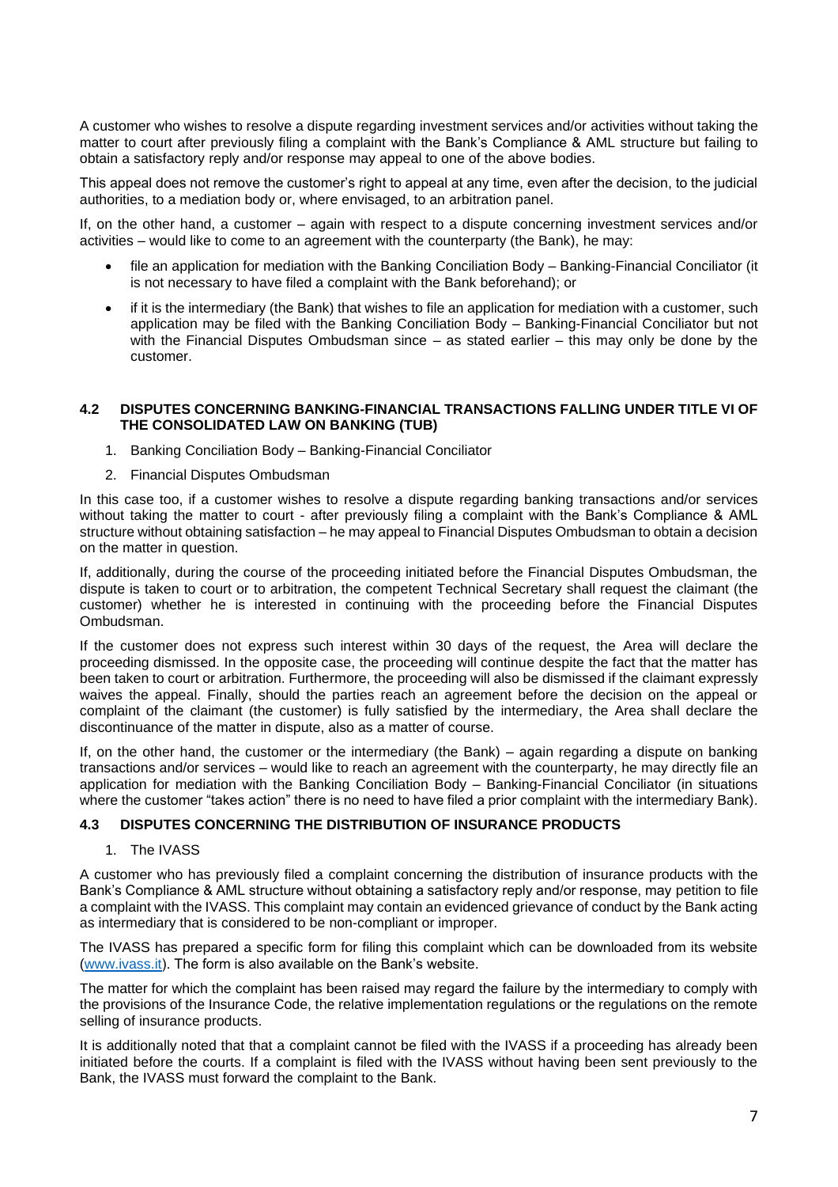A customer who wishes to resolve a dispute regarding investment services and/or activities without taking the matter to court after previously filing a complaint with the Bank's Compliance & AML structure but failing to obtain a satisfactory reply and/or response may appeal to one of the above bodies.

This appeal does not remove the customer's right to appeal at any time, even after the decision, to the judicial authorities, to a mediation body or, where envisaged, to an arbitration panel.

If, on the other hand, a customer – again with respect to a dispute concerning investment services and/or activities – would like to come to an agreement with the counterparty (the Bank), he may:

- file an application for mediation with the Banking Conciliation Body – Banking-Financial Conciliator (it is not necessary to have filed a complaint with the Bank beforehand); or
- if it is the intermediary (the Bank) that wishes to file an application for mediation with a customer, such application may be filed with the Banking Conciliation Body – Banking-Financial Conciliator but not with the Financial Disputes Ombudsman since – as stated earlier – this may only be done by the customer.

### 4.2 DISPUTES CONCERNING BANKING-FINANCIAL TRANSACTIONS FALLING UNDER TITLE VI OF THE CONSOLIDATED LAW ON BANKING (TUB)

1. Banking Conciliation Body – Banking-Financial Conciliator
2. Financial Disputes Ombudsman

In this case too, if a customer wishes to resolve a dispute regarding banking transactions and/or services without taking the matter to court - after previously filing a complaint with the Bank's Compliance & AML structure without obtaining satisfaction – he may appeal to Financial Disputes Ombudsman to obtain a decision on the matter in question.

If, additionally, during the course of the proceeding initiated before the Financial Disputes Ombudsman, the dispute is taken to court or to arbitration, the competent Technical Secretary shall request the claimant (the customer) whether he is interested in continuing with the proceeding before the Financial Disputes Ombudsman.

If the customer does not express such interest within 30 days of the request, the Area will declare the proceeding dismissed. In the opposite case, the proceeding will continue despite the fact that the matter has been taken to court or arbitration. Furthermore, the proceeding will also be dismissed if the claimant expressly waives the appeal. Finally, should the parties reach an agreement before the decision on the appeal or complaint of the claimant (the customer) is fully satisfied by the intermediary, the Area shall declare the discontinuance of the matter in dispute, also as a matter of course.

If, on the other hand, the customer or the intermediary (the Bank) – again regarding a dispute on banking transactions and/or services – would like to reach an agreement with the counterparty, he may directly file an application for mediation with the Banking Conciliation Body – Banking-Financial Conciliator (in situations where the customer "takes action" there is no need to have filed a prior complaint with the intermediary Bank).

### 4.3 DISPUTES CONCERNING THE DISTRIBUTION OF INSURANCE PRODUCTS

1. The IVASS

A customer who has previously filed a complaint concerning the distribution of insurance products with the Bank's Compliance & AML structure without obtaining a satisfactory reply and/or response, may petition to file a complaint with the IVASS. This complaint may contain an evidenced grievance of conduct by the Bank acting as intermediary that is considered to be non-compliant or improper.

The IVASS has prepared a specific form for filing this complaint which can be downloaded from its website (www.ivass.it). The form is also available on the Bank's website.

The matter for which the complaint has been raised may regard the failure by the intermediary to comply with the provisions of the Insurance Code, the relative implementation regulations or the regulations on the remote selling of insurance products.

It is additionally noted that that a complaint cannot be filed with the IVASS if a proceeding has already been initiated before the courts. If a complaint is filed with the IVASS without having been sent previously to the Bank, the IVASS must forward the complaint to the Bank.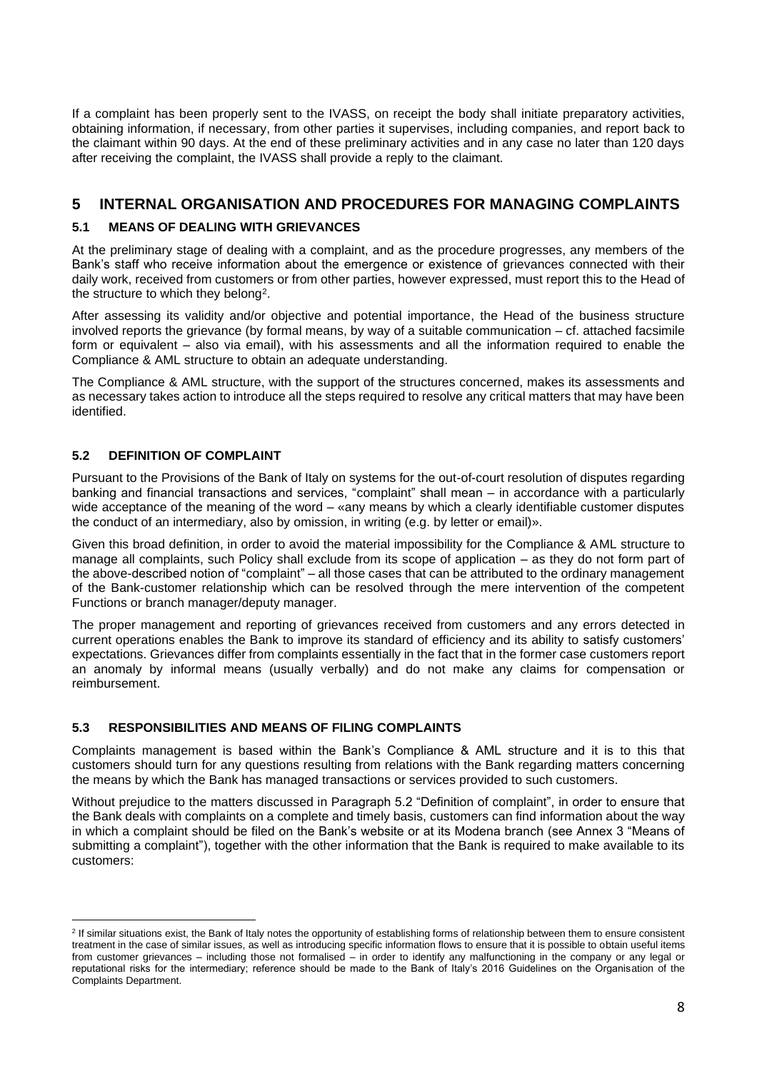If a complaint has been properly sent to the IVASS, on receipt the body shall initiate preparatory activities, obtaining information, if necessary, from other parties it supervises, including companies, and report back to the claimant within 90 days. At the end of these preliminary activities and in any case no later than 120 days after receiving the complaint, the IVASS shall provide a reply to the claimant.

# 5 INTERNAL ORGANISATION AND PROCEDURES FOR MANAGING COMPLAINTS

## 5.1 MEANS OF DEALING WITH GRIEVANCES

At the preliminary stage of dealing with a complaint, and as the procedure progresses, any members of the Bank's staff who receive information about the emergence or existence of grievances connected with their daily work, received from customers or from other parties, however expressed, must report this to the Head of the structure to which they belong[2].

After assessing its validity and/or objective and potential importance, the Head of the business structure involved reports the grievance (by formal means, by way of a suitable communication – cf. attached facsimile form or equivalent – also via email), with his assessments and all the information required to enable the Compliance & AML structure to obtain an adequate understanding.

The Compliance & AML structure, with the support of the structures concerned, makes its assessments and as necessary takes action to introduce all the steps required to resolve any critical matters that may have been identified.

## 5.2 DEFINITION OF COMPLAINT

Pursuant to the Provisions of the Bank of Italy on systems for the out-of-court resolution of disputes regarding banking and financial transactions and services, "complaint" shall mean – in accordance with a particularly wide acceptance of the meaning of the word – «any means by which a clearly identifiable customer disputes the conduct of an intermediary, also by omission, in writing (e.g. by letter or email)».

Given this broad definition, in order to avoid the material impossibility for the Compliance & AML structure to manage all complaints, such Policy shall exclude from its scope of application – as they do not form part of the above-described notion of "complaint" – all those cases that can be attributed to the ordinary management of the Bank-customer relationship which can be resolved through the mere intervention of the competent Functions or branch manager/deputy manager.

The proper management and reporting of grievances received from customers and any errors detected in current operations enables the Bank to improve its standard of efficiency and its ability to satisfy customers' expectations. Grievances differ from complaints essentially in the fact that in the former case customers report an anomaly by informal means (usually verbally) and do not make any claims for compensation or reimbursement.

## 5.3 RESPONSIBILITIES AND MEANS OF FILING COMPLAINTS

Complaints management is based within the Bank's Compliance & AML structure and it is to this that customers should turn for any questions resulting from relations with the Bank regarding matters concerning the means by which the Bank has managed transactions or services provided to such customers.

Without prejudice to the matters discussed in Paragraph 5.2 "Definition of complaint", in order to ensure that the Bank deals with complaints on a complete and timely basis, customers can find information about the way in which a complaint should be filed on the Bank's website or at its Modena branch (see Annex 3 "Means of submitting a complaint"), together with the other information that the Bank is required to make available to its customers:

---

[2] If similar situations exist, the Bank of Italy notes the opportunity of establishing forms of relationship between them to ensure consistent treatment in the case of similar issues, as well as introducing specific information flows to ensure that it is possible to obtain useful items from customer grievances – including those not formalised – in order to identify any malfunctioning in the company or any legal or reputational risks for the intermediary; reference should be made to the Bank of Italy's 2016 Guidelines on the Organisation of the Complaints Department.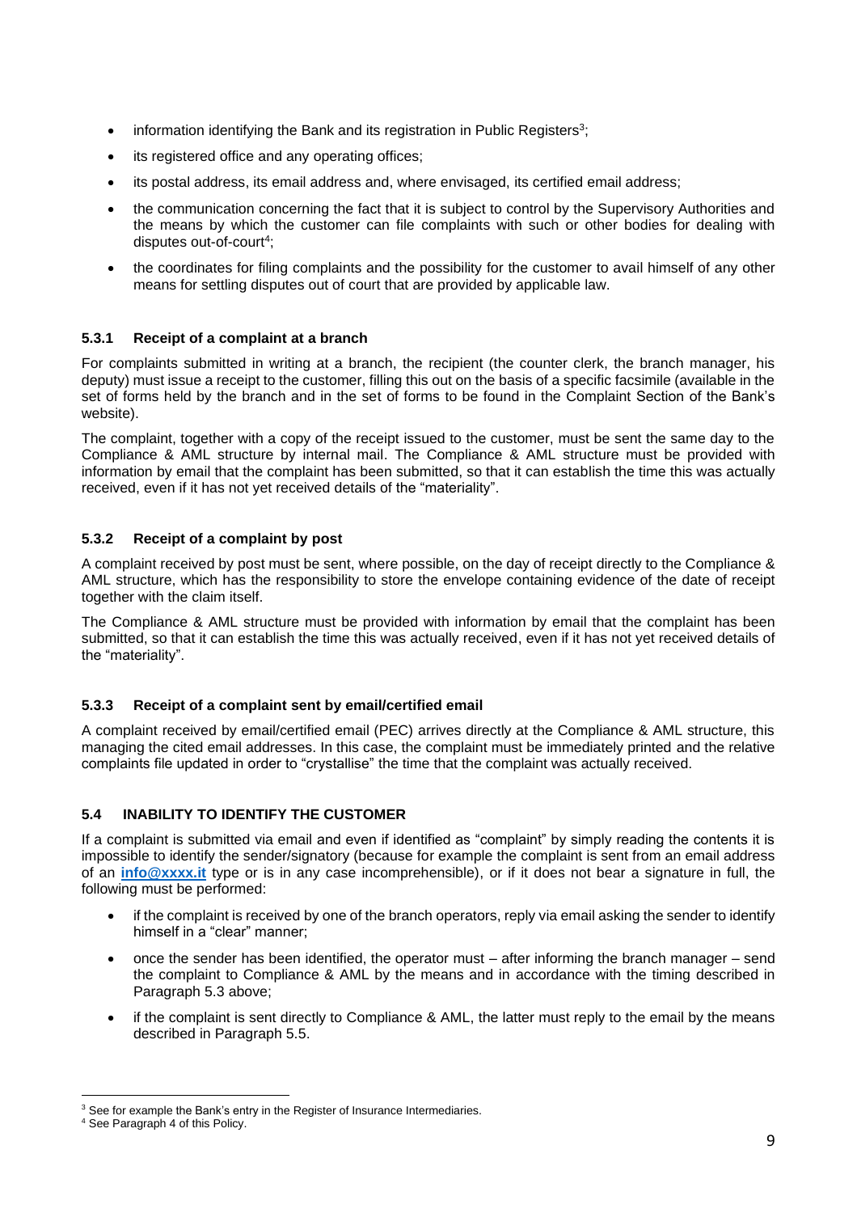- information identifying the Bank and its registration in Public Registers[3];
- its registered office and any operating offices;
- its postal address, its email address and, where envisaged, its certified email address;
- the communication concerning the fact that it is subject to control by the Supervisory Authorities and the means by which the customer can file complaints with such or other bodies for dealing with disputes out-of-court[4];
- the coordinates for filing complaints and the possibility for the customer to avail himself of any other means for settling disputes out of court that are provided by applicable law.

### 5.3.1 Receipt of a complaint at a branch

For complaints submitted in writing at a branch, the recipient (the counter clerk, the branch manager, his deputy) must issue a receipt to the customer, filling this out on the basis of a specific facsimile (available in the set of forms held by the branch and in the set of forms to be found in the Complaint Section of the Bank's website).

The complaint, together with a copy of the receipt issued to the customer, must be sent the same day to the Compliance & AML structure by internal mail. The Compliance & AML structure must be provided with information by email that the complaint has been submitted, so that it can establish the time this was actually received, even if it has not yet received details of the "materiality".

### 5.3.2 Receipt of a complaint by post

A complaint received by post must be sent, where possible, on the day of receipt directly to the Compliance & AML structure, which has the responsibility to store the envelope containing evidence of the date of receipt together with the claim itself.

The Compliance & AML structure must be provided with information by email that the complaint has been submitted, so that it can establish the time this was actually received, even if it has not yet received details of the "materiality".

### 5.3.3 Receipt of a complaint sent by email/certified email

A complaint received by email/certified email (PEC) arrives directly at the Compliance & AML structure, this managing the cited email addresses. In this case, the complaint must be immediately printed and the relative complaints file updated in order to "crystallise" the time that the complaint was actually received.

## 5.4 INABILITY TO IDENTIFY THE CUSTOMER

If a complaint is submitted via email and even if identified as "complaint" by simply reading the contents it is impossible to identify the sender/signatory (because for example the complaint is sent from an email address of an **info@xxxx.it** type or is in any case incomprehensible), or if it does not bear a signature in full, the following must be performed:

- if the complaint is received by one of the branch operators, reply via email asking the sender to identify himself in a "clear" manner;
- once the sender has been identified, the operator must – after informing the branch manager – send the complaint to Compliance & AML by the means and in accordance with the timing described in Paragraph 5.3 above;
- if the complaint is sent directly to Compliance & AML, the latter must reply to the email by the means described in Paragraph 5.5.

---

[3] See for example the Bank's entry in the Register of Insurance Intermediaries.

[4] See Paragraph 4 of this Policy.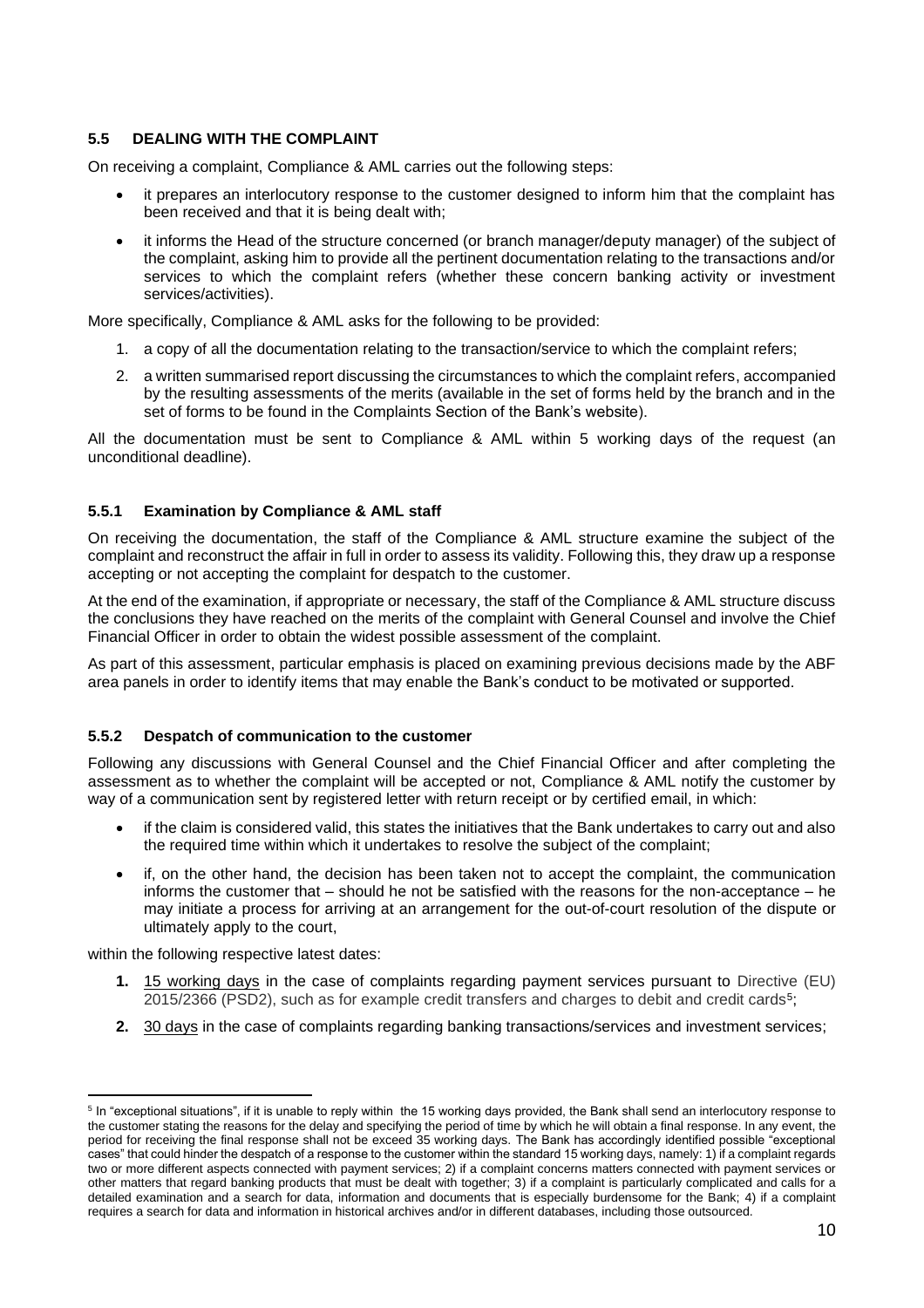### 5.5 DEALING WITH THE COMPLAINT

On receiving a complaint, Compliance & AML carries out the following steps:

- it prepares an interlocutory response to the customer designed to inform him that the complaint has been received and that it is being dealt with;
- it informs the Head of the structure concerned (or branch manager/deputy manager) of the subject of the complaint, asking him to provide all the pertinent documentation relating to the transactions and/or services to which the complaint refers (whether these concern banking activity or investment services/activities).

More specifically, Compliance & AML asks for the following to be provided:

1. a copy of all the documentation relating to the transaction/service to which the complaint refers;
2. a written summarised report discussing the circumstances to which the complaint refers, accompanied by the resulting assessments of the merits (available in the set of forms held by the branch and in the set of forms to be found in the Complaints Section of the Bank's website).

All the documentation must be sent to Compliance & AML within 5 working days of the request (an unconditional deadline).

#### 5.5.1 Examination by Compliance & AML staff

On receiving the documentation, the staff of the Compliance & AML structure examine the subject of the complaint and reconstruct the affair in full in order to assess its validity. Following this, they draw up a response accepting or not accepting the complaint for despatch to the customer.

At the end of the examination, if appropriate or necessary, the staff of the Compliance & AML structure discuss the conclusions they have reached on the merits of the complaint with General Counsel and involve the Chief Financial Officer in order to obtain the widest possible assessment of the complaint.

As part of this assessment, particular emphasis is placed on examining previous decisions made by the ABF area panels in order to identify items that may enable the Bank's conduct to be motivated or supported.

#### 5.5.2 Despatch of communication to the customer

Following any discussions with General Counsel and the Chief Financial Officer and after completing the assessment as to whether the complaint will be accepted or not, Compliance & AML notify the customer by way of a communication sent by registered letter with return receipt or by certified email, in which:

- if the claim is considered valid, this states the initiatives that the Bank undertakes to carry out and also the required time within which it undertakes to resolve the subject of the complaint;
- if, on the other hand, the decision has been taken not to accept the complaint, the communication informs the customer that – should he not be satisfied with the reasons for the non-acceptance – he may initiate a process for arriving at an arrangement for the out-of-court resolution of the dispute or ultimately apply to the court,

within the following respective latest dates:

1. **15 working days** in the case of complaints regarding payment services pursuant to Directive (EU) 2015/2366 (PSD2), such as for example credit transfers and charges to debit and credit cards[5];
2. **30 days** in the case of complaints regarding banking transactions/services and investment services;

---

[5] In "exceptional situations", if it is unable to reply within the 15 working days provided, the Bank shall send an interlocutory response to the customer stating the reasons for the delay and specifying the period of time by which he will obtain a final response. In any event, the period for receiving the final response shall not be exceed 35 working days. The Bank has accordingly identified possible "exceptional cases" that could hinder the despatch of a response to the customer within the standard 15 working days, namely: 1) if a complaint regards two or more different aspects connected with payment services; 2) if a complaint concerns matters connected with payment services or other matters that regard banking products that must be dealt with together; 3) if a complaint is particularly complicated and calls for a detailed examination and a search for data, information and documents that is especially burdensome for the Bank; 4) if a complaint requires a search for data and information in historical archives and/or in different databases, including those outsourced.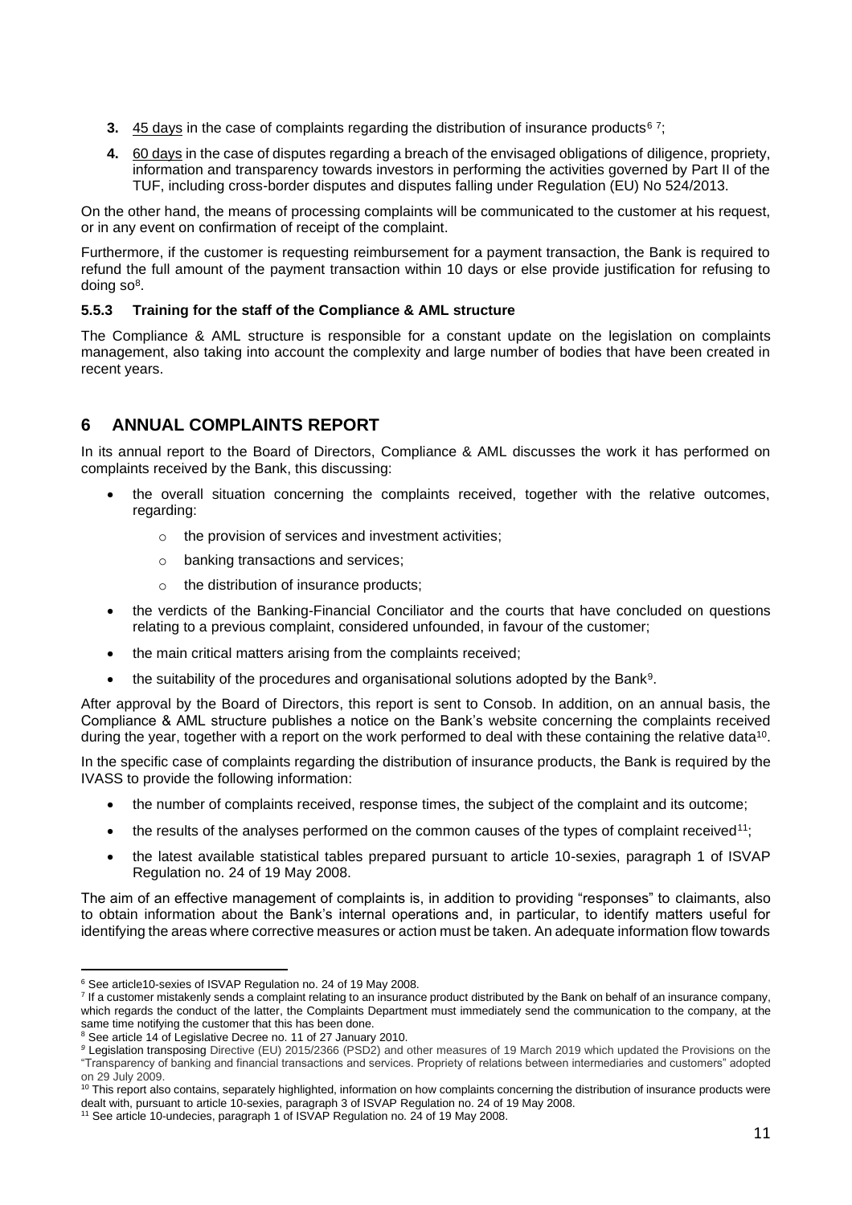3. 45 days in the case of complaints regarding the distribution of insurance products[6 7];
4. 60 days in the case of disputes regarding a breach of the envisaged obligations of diligence, propriety, information and transparency towards investors in performing the activities governed by Part II of the TUF, including cross-border disputes and disputes falling under Regulation (EU) No 524/2013.

On the other hand, the means of processing complaints will be communicated to the customer at his request, or in any event on confirmation of receipt of the complaint.

Furthermore, if the customer is requesting reimbursement for a payment transaction, the Bank is required to refund the full amount of the payment transaction within 10 days or else provide justification for refusing to doing so[8].

### 5.5.3 Training for the staff of the Compliance & AML structure

The Compliance & AML structure is responsible for a constant update on the legislation on complaints management, also taking into account the complexity and large number of bodies that have been created in recent years.

## 6 ANNUAL COMPLAINTS REPORT

In its annual report to the Board of Directors, Compliance & AML discusses the work it has performed on complaints received by the Bank, this discussing:

- the overall situation concerning the complaints received, together with the relative outcomes, regarding:
    - the provision of services and investment activities;
    - banking transactions and services;
    - the distribution of insurance products;
- the verdicts of the Banking-Financial Conciliator and the courts that have concluded on questions relating to a previous complaint, considered unfounded, in favour of the customer;
- the main critical matters arising from the complaints received;
- the suitability of the procedures and organisational solutions adopted by the Bank[9].

After approval by the Board of Directors, this report is sent to Consob. In addition, on an annual basis, the Compliance & AML structure publishes a notice on the Bank's website concerning the complaints received during the year, together with a report on the work performed to deal with these containing the relative data[10].

In the specific case of complaints regarding the distribution of insurance products, the Bank is required by the IVASS to provide the following information:

- the number of complaints received, response times, the subject of the complaint and its outcome;
- the results of the analyses performed on the common causes of the types of complaint received[11];
- the latest available statistical tables prepared pursuant to article 10-sexies, paragraph 1 of ISVAP Regulation no. 24 of 19 May 2008.

The aim of an effective management of complaints is, in addition to providing "responses" to claimants, also to obtain information about the Bank's internal operations and, in particular, to identify matters useful for identifying the areas where corrective measures or action must be taken. An adequate information flow towards

---

[6] See article10-sexies of ISVAP Regulation no. 24 of 19 May 2008.

[7] If a customer mistakenly sends a complaint relating to an insurance product distributed by the Bank on behalf of an insurance company, which regards the conduct of the latter, the Complaints Department must immediately send the communication to the company, at the same time notifying the customer that this has been done.

[8] See article 14 of Legislative Decree no. 11 of 27 January 2010.

[9] Legislation transposing Directive (EU) 2015/2366 (PSD2) and other measures of 19 March 2019 which updated the Provisions on the "Transparency of banking and financial transactions and services. Propriety of relations between intermediaries and customers" adopted on 29 July 2009.

[10] This report also contains, separately highlighted, information on how complaints concerning the distribution of insurance products were dealt with, pursuant to article 10-sexies, paragraph 3 of ISVAP Regulation no. 24 of 19 May 2008.

[11] See article 10-undecies, paragraph 1 of ISVAP Regulation no. 24 of 19 May 2008.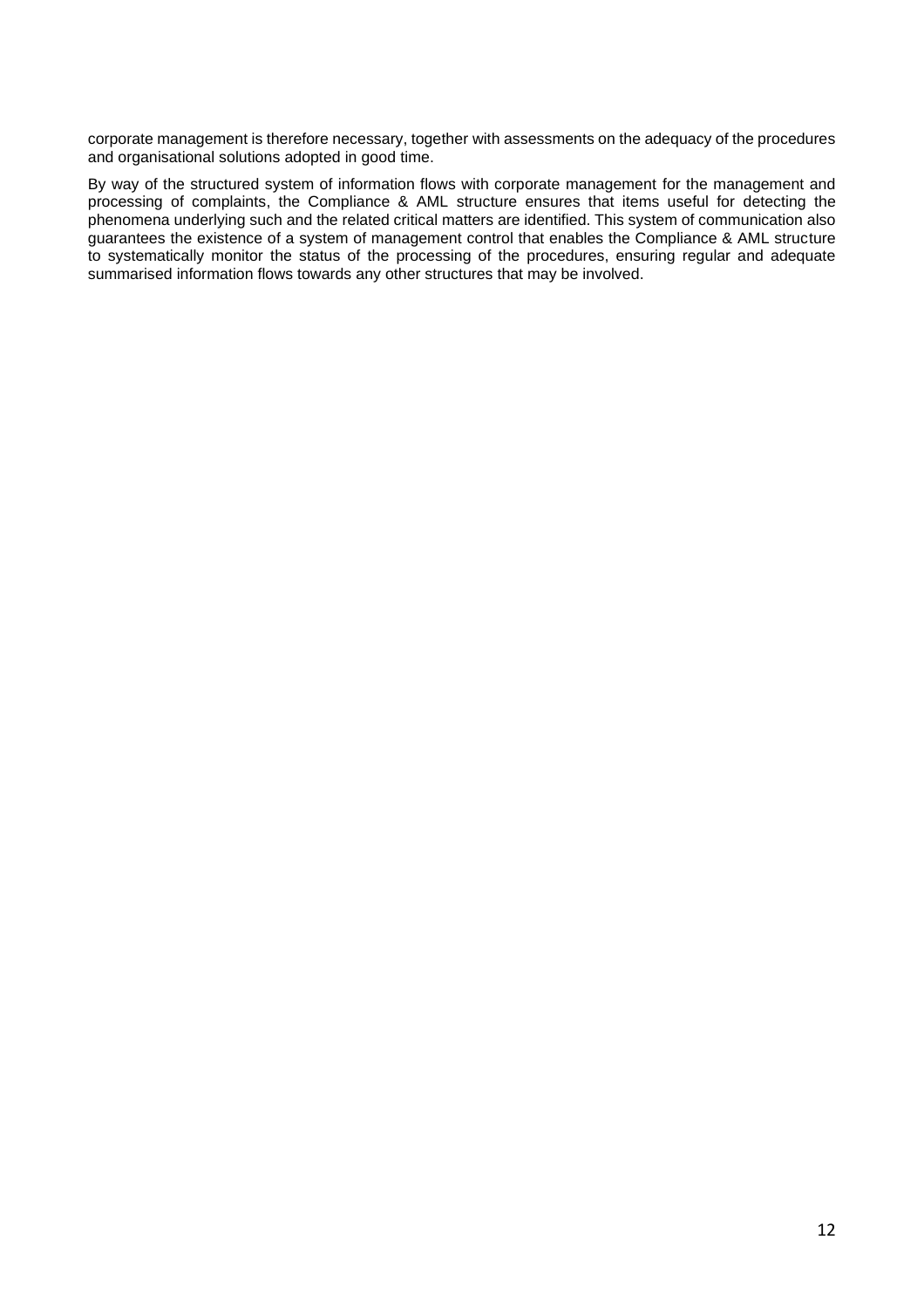corporate management is therefore necessary, together with assessments on the adequacy of the procedures and organisational solutions adopted in good time.

By way of the structured system of information flows with corporate management for the management and processing of complaints, the Compliance & AML structure ensures that items useful for detecting the phenomena underlying such and the related critical matters are identified. This system of communication also guarantees the existence of a system of management control that enables the Compliance & AML structure to systematically monitor the status of the processing of the procedures, ensuring regular and adequate summarised information flows towards any other structures that may be involved.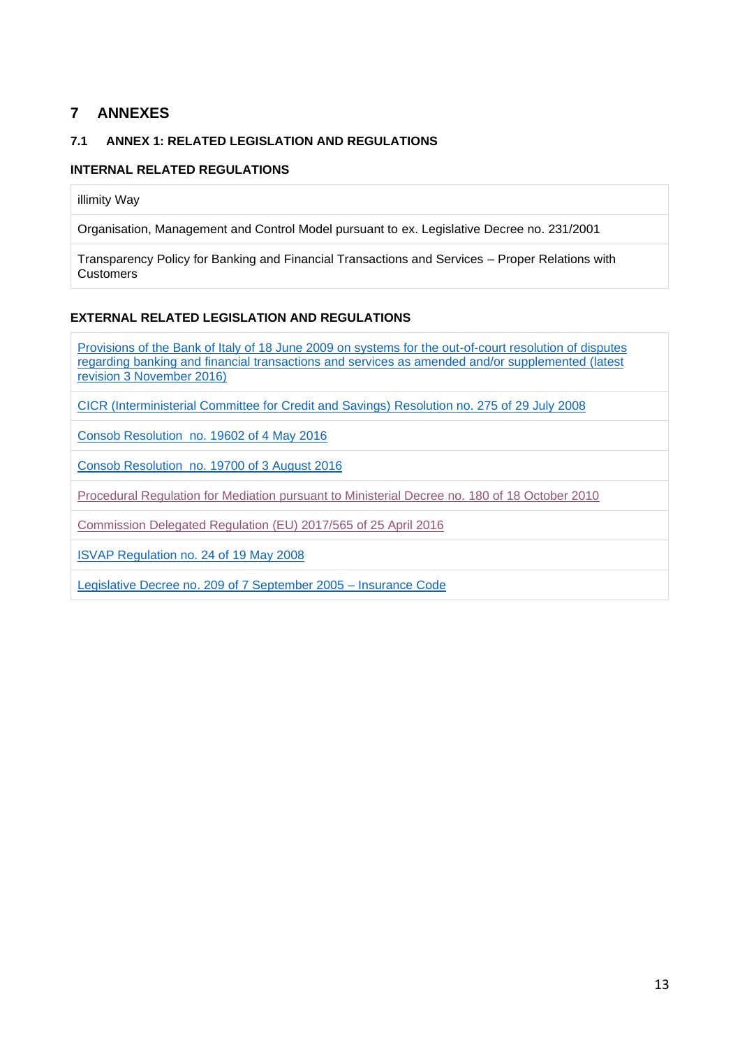# 7 ANNEXES

## 7.1 ANNEX 1: RELATED LEGISLATION AND REGULATIONS

### INTERNAL RELATED REGULATIONS

| illimity Way |
|---|
| Organisation, Management and Control Model pursuant to ex. Legislative Decree no. 231/2001 |
| Transparency Policy for Banking and Financial Transactions and Services – Proper Relations with Customers |

### EXTERNAL RELATED LEGISLATION AND REGULATIONS

| Provisions of the Bank of Italy of 18 June 2009 on systems for the out-of-court resolution of disputes regarding banking and financial transactions and services as amended and/or supplemented (latest revision 3 November 2016) |
|---|
| CICR (Interministerial Committee for Credit and Savings) Resolution no. 275 of 29 July 2008 |
| Consob Resolution no. 19602 of 4 May 2016 |
| Consob Resolution no. 19700 of 3 August 2016 |
| Procedural Regulation for Mediation pursuant to Ministerial Decree no. 180 of 18 October 2010 |
| Commission Delegated Regulation (EU) 2017/565 of 25 April 2016 |
| ISVAP Regulation no. 24 of 19 May 2008 |
| Legislative Decree no. 209 of 7 September 2005 – Insurance Code |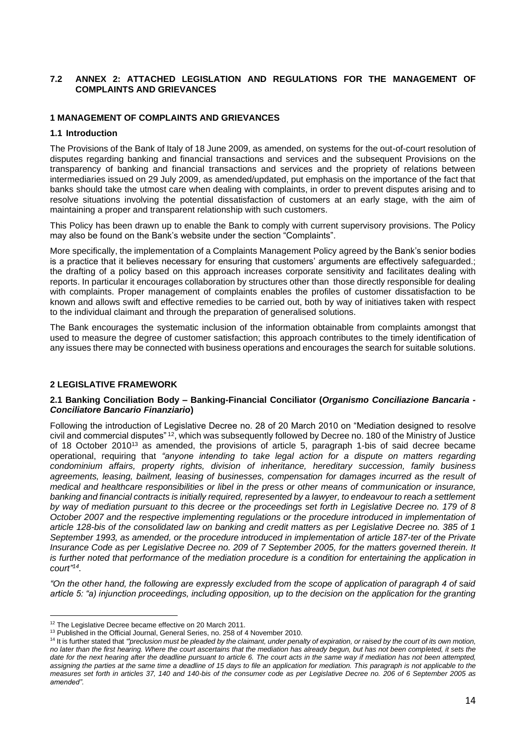### 7.2 ANNEX 2: ATTACHED LEGISLATION AND REGULATIONS FOR THE MANAGEMENT OF COMPLAINTS AND GRIEVANCES

## 1 MANAGEMENT OF COMPLAINTS AND GRIEVANCES

### 1.1 Introduction

The Provisions of the Bank of Italy of 18 June 2009, as amended, on systems for the out-of-court resolution of disputes regarding banking and financial transactions and services and the subsequent Provisions on the transparency of banking and financial transactions and services and the propriety of relations between intermediaries issued on 29 July 2009, as amended/updated, put emphasis on the importance of the fact that banks should take the utmost care when dealing with complaints, in order to prevent disputes arising and to resolve situations involving the potential dissatisfaction of customers at an early stage, with the aim of maintaining a proper and transparent relationship with such customers.

This Policy has been drawn up to enable the Bank to comply with current supervisory provisions. The Policy may also be found on the Bank's website under the section "Complaints".

More specifically, the implementation of a Complaints Management Policy agreed by the Bank's senior bodies is a practice that it believes necessary for ensuring that customers' arguments are effectively safeguarded.; the drafting of a policy based on this approach increases corporate sensitivity and facilitates dealing with reports. In particular it encourages collaboration by structures other than those directly responsible for dealing with complaints. Proper management of complaints enables the profiles of customer dissatisfaction to be known and allows swift and effective remedies to be carried out, both by way of initiatives taken with respect to the individual claimant and through the preparation of generalised solutions.

The Bank encourages the systematic inclusion of the information obtainable from complaints amongst that used to measure the degree of customer satisfaction; this approach contributes to the timely identification of any issues there may be connected with business operations and encourages the search for suitable solutions.

## 2 LEGISLATIVE FRAMEWORK

### 2.1 Banking Conciliation Body – Banking-Financial Conciliator (*Organismo Conciliazione Bancaria - Conciliatore Bancario Finanziario*)

Following the introduction of Legislative Decree no. 28 of 20 March 2010 on "Mediation designed to resolve civil and commercial disputes"[12], which was subsequently followed by Decree no. 180 of the Ministry of Justice of 18 October 2010[13] as amended, the provisions of article 5, paragraph 1-bis of said decree became operational, requiring that *"anyone intending to take legal action for a dispute on matters regarding condominium affairs, property rights, division of inheritance, hereditary succession, family business agreements, leasing, bailment, leasing of businesses, compensation for damages incurred as the result of medical and healthcare responsibilities or libel in the press or other means of communication or insurance, banking and financial contracts is initially required, represented by a lawyer, to endeavour to reach a settlement by way of mediation pursuant to this decree or the proceedings set forth in Legislative Decree no. 179 of 8 October 2007 and the respective implementing regulations or the procedure introduced in implementation of article 128-bis of the consolidated law on banking and credit matters as per Legislative Decree no. 385 of 1 September 1993, as amended, or the procedure introduced in implementation of article 187-ter of the Private Insurance Code as per Legislative Decree no. 209 of 7 September 2005, for the matters governed therein. It is further noted that performance of the mediation procedure is a condition for entertaining the application in court"*[14].

*"On the other hand, the following are expressly excluded from the scope of application of paragraph 4 of said article 5: "a) injunction proceedings, including opposition, up to the decision on the application for the granting*

---

[12] The Legislative Decree became effective on 20 March 2011.

[13] Published in the Official Journal, General Series, no. 258 of 4 November 2010.

[14] It is further stated that *"'preclusion must be pleaded by the claimant, under penalty of expiration, or raised by the court of its own motion, no later than the first hearing. Where the court ascertains that the mediation has already begun, but has not been completed, it sets the date for the next hearing after the deadline pursuant to article 6. The court acts in the same way if mediation has not been attempted, assigning the parties at the same time a deadline of 15 days to file an application for mediation. This paragraph is not applicable to the measures set forth in articles 37, 140 and 140-bis of the consumer code as per Legislative Decree no. 206 of 6 September 2005 as amended".*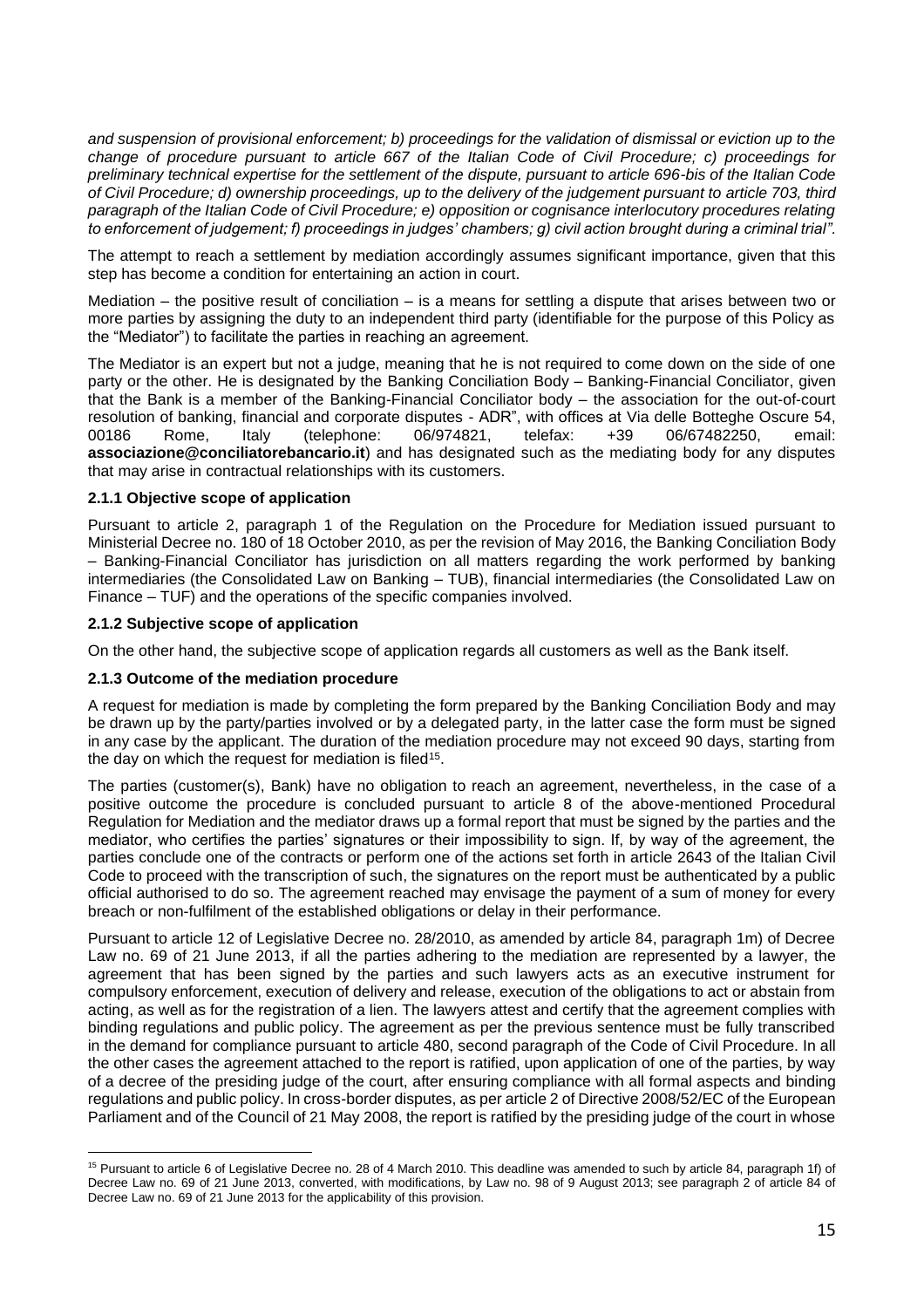*and suspension of provisional enforcement; b) proceedings for the validation of dismissal or eviction up to the change of procedure pursuant to article 667 of the Italian Code of Civil Procedure; c) proceedings for preliminary technical expertise for the settlement of the dispute, pursuant to article 696-bis of the Italian Code of Civil Procedure; d) ownership proceedings, up to the delivery of the judgement pursuant to article 703, third paragraph of the Italian Code of Civil Procedure; e) opposition or cognisance interlocutory procedures relating to enforcement of judgement; f) proceedings in judges' chambers; g) civil action brought during a criminal trial"*.

The attempt to reach a settlement by mediation accordingly assumes significant importance, given that this step has become a condition for entertaining an action in court.

Mediation – the positive result of conciliation – is a means for settling a dispute that arises between two or more parties by assigning the duty to an independent third party (identifiable for the purpose of this Policy as the "Mediator") to facilitate the parties in reaching an agreement.

The Mediator is an expert but not a judge, meaning that he is not required to come down on the side of one party or the other. He is designated by the Banking Conciliation Body – Banking-Financial Conciliator, given that the Bank is a member of the Banking-Financial Conciliator body – the association for the out-of-court resolution of banking, financial and corporate disputes - ADR", with offices at Via delle Botteghe Oscure 54, 00186 Rome, Italy (telephone: 06/974821, telefax: +39 06/67482250, email: **associazione@conciliatorebancario.it**) and has designated such as the mediating body for any disputes that may arise in contractual relationships with its customers.

### 2.1.1 Objective scope of application

Pursuant to article 2, paragraph 1 of the Regulation on the Procedure for Mediation issued pursuant to Ministerial Decree no. 180 of 18 October 2010, as per the revision of May 2016, the Banking Conciliation Body – Banking-Financial Conciliator has jurisdiction on all matters regarding the work performed by banking intermediaries (the Consolidated Law on Banking – TUB), financial intermediaries (the Consolidated Law on Finance – TUF) and the operations of the specific companies involved.

### 2.1.2 Subjective scope of application

On the other hand, the subjective scope of application regards all customers as well as the Bank itself.

### 2.1.3 Outcome of the mediation procedure

A request for mediation is made by completing the form prepared by the Banking Conciliation Body and may be drawn up by the party/parties involved or by a delegated party, in the latter case the form must be signed in any case by the applicant. The duration of the mediation procedure may not exceed 90 days, starting from the day on which the request for mediation is filed[15].

The parties (customer(s), Bank) have no obligation to reach an agreement, nevertheless, in the case of a positive outcome the procedure is concluded pursuant to article 8 of the above-mentioned Procedural Regulation for Mediation and the mediator draws up a formal report that must be signed by the parties and the mediator, who certifies the parties' signatures or their impossibility to sign. If, by way of the agreement, the parties conclude one of the contracts or perform one of the actions set forth in article 2643 of the Italian Civil Code to proceed with the transcription of such, the signatures on the report must be authenticated by a public official authorised to do so. The agreement reached may envisage the payment of a sum of money for every breach or non-fulfilment of the established obligations or delay in their performance.

Pursuant to article 12 of Legislative Decree no. 28/2010, as amended by article 84, paragraph 1m) of Decree Law no. 69 of 21 June 2013, if all the parties adhering to the mediation are represented by a lawyer, the agreement that has been signed by the parties and such lawyers acts as an executive instrument for compulsory enforcement, execution of delivery and release, execution of the obligations to act or abstain from acting, as well as for the registration of a lien. The lawyers attest and certify that the agreement complies with binding regulations and public policy. The agreement as per the previous sentence must be fully transcribed in the demand for compliance pursuant to article 480, second paragraph of the Code of Civil Procedure. In all the other cases the agreement attached to the report is ratified, upon application of one of the parties, by way of a decree of the presiding judge of the court, after ensuring compliance with all formal aspects and binding regulations and public policy. In cross-border disputes, as per article 2 of Directive 2008/52/EC of the European Parliament and of the Council of 21 May 2008, the report is ratified by the presiding judge of the court in whose

---

[15] Pursuant to article 6 of Legislative Decree no. 28 of 4 March 2010. This deadline was amended to such by article 84, paragraph 1f) of Decree Law no. 69 of 21 June 2013, converted, with modifications, by Law no. 98 of 9 August 2013; see paragraph 2 of article 84 of Decree Law no. 69 of 21 June 2013 for the applicability of this provision.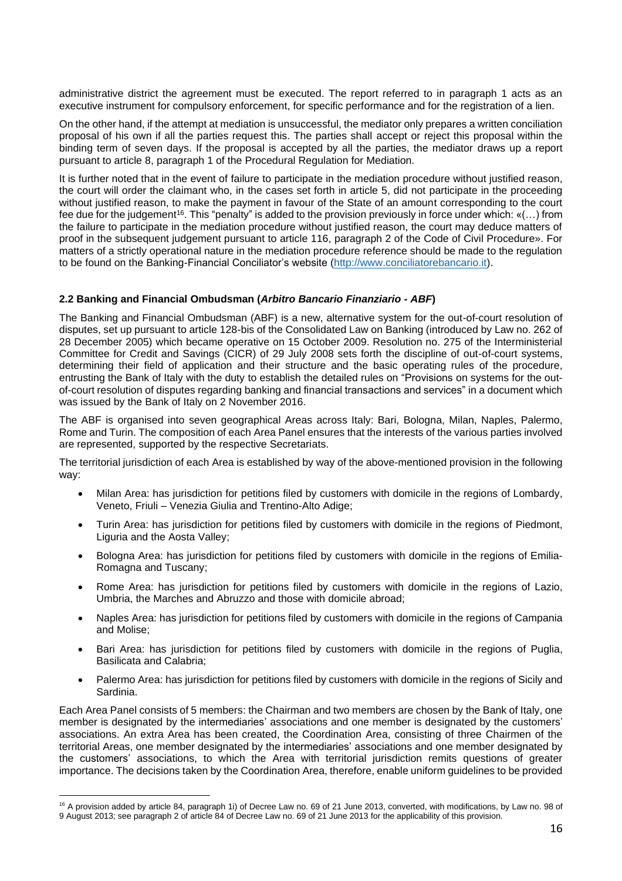administrative district the agreement must be executed. The report referred to in paragraph 1 acts as an executive instrument for compulsory enforcement, for specific performance and for the registration of a lien.

On the other hand, if the attempt at mediation is unsuccessful, the mediator only prepares a written conciliation proposal of his own if all the parties request this. The parties shall accept or reject this proposal within the binding term of seven days. If the proposal is accepted by all the parties, the mediator draws up a report pursuant to article 8, paragraph 1 of the Procedural Regulation for Mediation.

It is further noted that in the event of failure to participate in the mediation procedure without justified reason, the court will order the claimant who, in the cases set forth in article 5, did not participate in the proceeding without justified reason, to make the payment in favour of the State of an amount corresponding to the court fee due for the judgement[16]. This "penalty" is added to the provision previously in force under which: «(…) from the failure to participate in the mediation procedure without justified reason, the court may deduce matters of proof in the subsequent judgement pursuant to article 116, paragraph 2 of the Code of Civil Procedure». For matters of a strictly operational nature in the mediation procedure reference should be made to the regulation to be found on the Banking-Financial Conciliator's website (http://www.conciliatorebancario.it).

### 2.2 Banking and Financial Ombudsman (*Arbitro Bancario Finanziario - ABF*)

The Banking and Financial Ombudsman (ABF) is a new, alternative system for the out-of-court resolution of disputes, set up pursuant to article 128-bis of the Consolidated Law on Banking (introduced by Law no. 262 of 28 December 2005) which became operative on 15 October 2009. Resolution no. 275 of the Interministerial Committee for Credit and Savings (CICR) of 29 July 2008 sets forth the discipline of out-of-court systems, determining their field of application and their structure and the basic operating rules of the procedure, entrusting the Bank of Italy with the duty to establish the detailed rules on "Provisions on systems for the out-of-court resolution of disputes regarding banking and financial transactions and services" in a document which was issued by the Bank of Italy on 2 November 2016.

The ABF is organised into seven geographical Areas across Italy: Bari, Bologna, Milan, Naples, Palermo, Rome and Turin. The composition of each Area Panel ensures that the interests of the various parties involved are represented, supported by the respective Secretariats.

The territorial jurisdiction of each Area is established by way of the above-mentioned provision in the following way:

- Milan Area: has jurisdiction for petitions filed by customers with domicile in the regions of Lombardy, Veneto, Friuli – Venezia Giulia and Trentino-Alto Adige;
- Turin Area: has jurisdiction for petitions filed by customers with domicile in the regions of Piedmont, Liguria and the Aosta Valley;
- Bologna Area: has jurisdiction for petitions filed by customers with domicile in the regions of Emilia-Romagna and Tuscany;
- Rome Area: has jurisdiction for petitions filed by customers with domicile in the regions of Lazio, Umbria, the Marches and Abruzzo and those with domicile abroad;
- Naples Area: has jurisdiction for petitions filed by customers with domicile in the regions of Campania and Molise;
- Bari Area: has jurisdiction for petitions filed by customers with domicile in the regions of Puglia, Basilicata and Calabria;
- Palermo Area: has jurisdiction for petitions filed by customers with domicile in the regions of Sicily and Sardinia.

Each Area Panel consists of 5 members: the Chairman and two members are chosen by the Bank of Italy, one member is designated by the intermediaries' associations and one member is designated by the customers' associations. An extra Area has been created, the Coordination Area, consisting of three Chairmen of the territorial Areas, one member designated by the intermediaries' associations and one member designated by the customers' associations, to which the Area with territorial jurisdiction remits questions of greater importance. The decisions taken by the Coordination Area, therefore, enable uniform guidelines to be provided

[16] A provision added by article 84, paragraph 1i) of Decree Law no. 69 of 21 June 2013, converted, with modifications, by Law no. 98 of 9 August 2013; see paragraph 2 of article 84 of Decree Law no. 69 of 21 June 2013 for the applicability of this provision.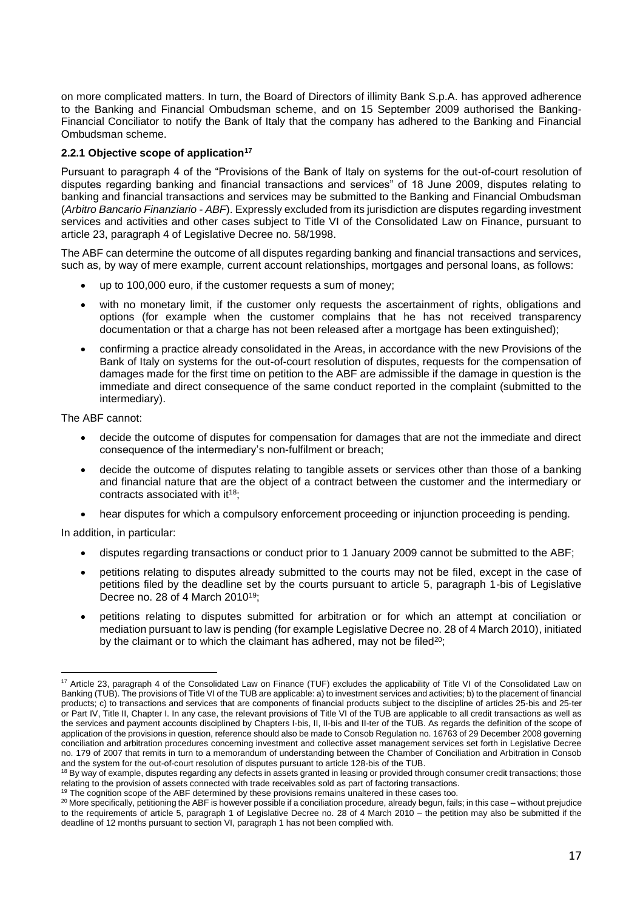on more complicated matters. In turn, the Board of Directors of illimity Bank S.p.A. has approved adherence to the Banking and Financial Ombudsman scheme, and on 15 September 2009 authorised the Banking-Financial Conciliator to notify the Bank of Italy that the company has adhered to the Banking and Financial Ombudsman scheme.

### 2.2.1 Objective scope of application[17]

Pursuant to paragraph 4 of the "Provisions of the Bank of Italy on systems for the out-of-court resolution of disputes regarding banking and financial transactions and services" of 18 June 2009, disputes relating to banking and financial transactions and services may be submitted to the Banking and Financial Ombudsman (*Arbitro Bancario Finanziario - ABF*). Expressly excluded from its jurisdiction are disputes regarding investment services and activities and other cases subject to Title VI of the Consolidated Law on Finance, pursuant to article 23, paragraph 4 of Legislative Decree no. 58/1998.

The ABF can determine the outcome of all disputes regarding banking and financial transactions and services, such as, by way of mere example, current account relationships, mortgages and personal loans, as follows:

- up to 100,000 euro, if the customer requests a sum of money;
- with no monetary limit, if the customer only requests the ascertainment of rights, obligations and options (for example when the customer complains that he has not received transparency documentation or that a charge has not been released after a mortgage has been extinguished);
- confirming a practice already consolidated in the Areas, in accordance with the new Provisions of the Bank of Italy on systems for the out-of-court resolution of disputes, requests for the compensation of damages made for the first time on petition to the ABF are admissible if the damage in question is the immediate and direct consequence of the same conduct reported in the complaint (submitted to the intermediary).

The ABF cannot:

- decide the outcome of disputes for compensation for damages that are not the immediate and direct consequence of the intermediary's non-fulfilment or breach;
- decide the outcome of disputes relating to tangible assets or services other than those of a banking and financial nature that are the object of a contract between the customer and the intermediary or contracts associated with it[18];
- hear disputes for which a compulsory enforcement proceeding or injunction proceeding is pending.

In addition, in particular:

- disputes regarding transactions or conduct prior to 1 January 2009 cannot be submitted to the ABF;
- petitions relating to disputes already submitted to the courts may not be filed, except in the case of petitions filed by the deadline set by the courts pursuant to article 5, paragraph 1-bis of Legislative Decree no. 28 of 4 March 2010[19];
- petitions relating to disputes submitted for arbitration or for which an attempt at conciliation or mediation pursuant to law is pending (for example Legislative Decree no. 28 of 4 March 2010), initiated by the claimant or to which the claimant has adhered, may not be filed[20];

---

[17] Article 23, paragraph 4 of the Consolidated Law on Finance (TUF) excludes the applicability of Title VI of the Consolidated Law on Banking (TUB). The provisions of Title VI of the TUB are applicable: a) to investment services and activities; b) to the placement of financial products; c) to transactions and services that are components of financial products subject to the discipline of articles 25-bis and 25-ter or Part IV, Title II, Chapter I. In any case, the relevant provisions of Title VI of the TUB are applicable to all credit transactions as well as the services and payment accounts disciplined by Chapters I-bis, II, II-bis and II-ter of the TUB. As regards the definition of the scope of application of the provisions in question, reference should also be made to Consob Regulation no. 16763 of 29 December 2008 governing conciliation and arbitration procedures concerning investment and collective asset management services set forth in Legislative Decree no. 179 of 2007 that remits in turn to a memorandum of understanding between the Chamber of Conciliation and Arbitration in Consob and the system for the out-of-court resolution of disputes pursuant to article 128-bis of the TUB.

[18] By way of example, disputes regarding any defects in assets granted in leasing or provided through consumer credit transactions; those relating to the provision of assets connected with trade receivables sold as part of factoring transactions.

[19] The cognition scope of the ABF determined by these provisions remains unaltered in these cases too.

[20] More specifically, petitioning the ABF is however possible if a conciliation procedure, already begun, fails; in this case – without prejudice to the requirements of article 5, paragraph 1 of Legislative Decree no. 28 of 4 March 2010 – the petition may also be submitted if the deadline of 12 months pursuant to section VI, paragraph 1 has not been complied with.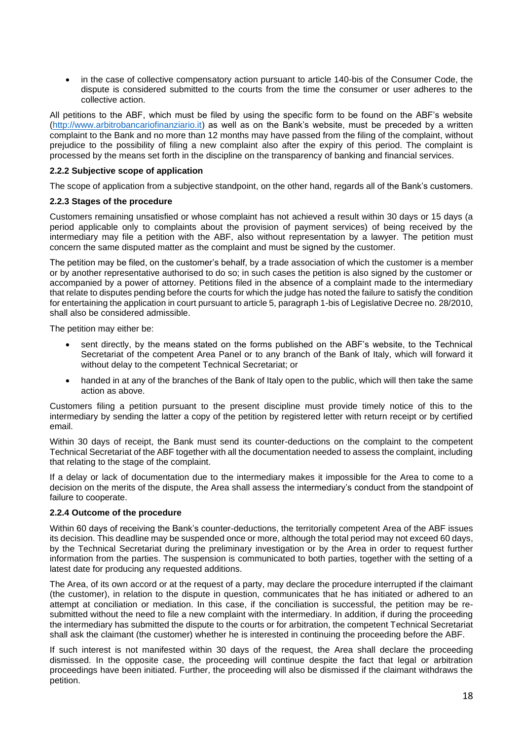- in the case of collective compensatory action pursuant to article 140-bis of the Consumer Code, the dispute is considered submitted to the courts from the time the consumer or user adheres to the collective action.

All petitions to the ABF, which must be filed by using the specific form to be found on the ABF's website (http://www.arbitrobancariofinanziario.it) as well as on the Bank's website, must be preceded by a written complaint to the Bank and no more than 12 months may have passed from the filing of the complaint, without prejudice to the possibility of filing a new complaint also after the expiry of this period. The complaint is processed by the means set forth in the discipline on the transparency of banking and financial services.

#### 2.2.2 Subjective scope of application

The scope of application from a subjective standpoint, on the other hand, regards all of the Bank's customers.

#### 2.2.3 Stages of the procedure

Customers remaining unsatisfied or whose complaint has not achieved a result within 30 days or 15 days (a period applicable only to complaints about the provision of payment services) of being received by the intermediary may file a petition with the ABF, also without representation by a lawyer. The petition must concern the same disputed matter as the complaint and must be signed by the customer.

The petition may be filed, on the customer's behalf, by a trade association of which the customer is a member or by another representative authorised to do so; in such cases the petition is also signed by the customer or accompanied by a power of attorney. Petitions filed in the absence of a complaint made to the intermediary that relate to disputes pending before the courts for which the judge has noted the failure to satisfy the condition for entertaining the application in court pursuant to article 5, paragraph 1-bis of Legislative Decree no. 28/2010, shall also be considered admissible.

The petition may either be:

- sent directly, by the means stated on the forms published on the ABF's website, to the Technical Secretariat of the competent Area Panel or to any branch of the Bank of Italy, which will forward it without delay to the competent Technical Secretariat; or
- handed in at any of the branches of the Bank of Italy open to the public, which will then take the same action as above.

Customers filing a petition pursuant to the present discipline must provide timely notice of this to the intermediary by sending the latter a copy of the petition by registered letter with return receipt or by certified email.

Within 30 days of receipt, the Bank must send its counter-deductions on the complaint to the competent Technical Secretariat of the ABF together with all the documentation needed to assess the complaint, including that relating to the stage of the complaint.

If a delay or lack of documentation due to the intermediary makes it impossible for the Area to come to a decision on the merits of the dispute, the Area shall assess the intermediary's conduct from the standpoint of failure to cooperate.

#### 2.2.4 Outcome of the procedure

Within 60 days of receiving the Bank's counter-deductions, the territorially competent Area of the ABF issues its decision. This deadline may be suspended once or more, although the total period may not exceed 60 days, by the Technical Secretariat during the preliminary investigation or by the Area in order to request further information from the parties. The suspension is communicated to both parties, together with the setting of a latest date for producing any requested additions.

The Area, of its own accord or at the request of a party, may declare the procedure interrupted if the claimant (the customer), in relation to the dispute in question, communicates that he has initiated or adhered to an attempt at conciliation or mediation. In this case, if the conciliation is successful, the petition may be re-submitted without the need to file a new complaint with the intermediary. In addition, if during the proceeding the intermediary has submitted the dispute to the courts or for arbitration, the competent Technical Secretariat shall ask the claimant (the customer) whether he is interested in continuing the proceeding before the ABF.

If such interest is not manifested within 30 days of the request, the Area shall declare the proceeding dismissed. In the opposite case, the proceeding will continue despite the fact that legal or arbitration proceedings have been initiated. Further, the proceeding will also be dismissed if the claimant withdraws the petition.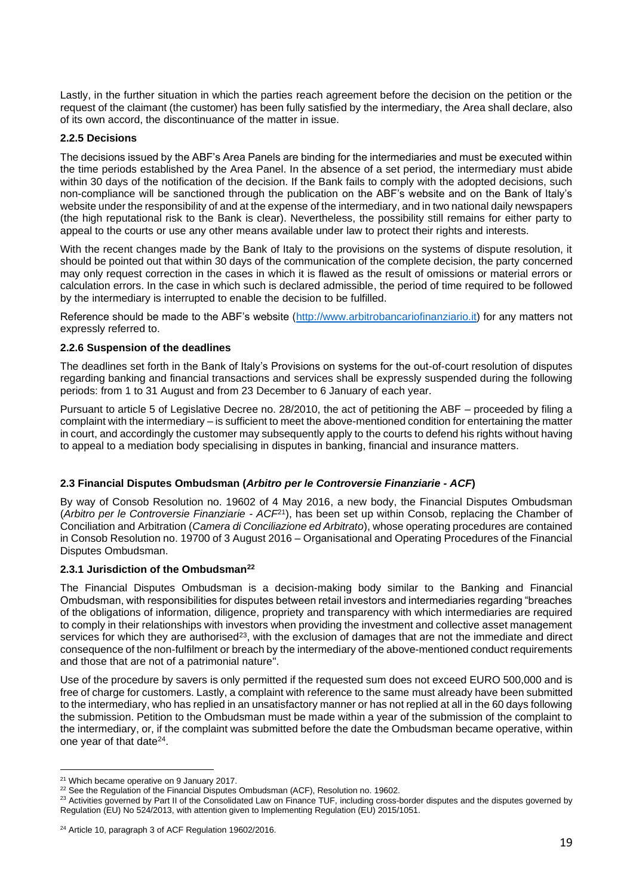Lastly, in the further situation in which the parties reach agreement before the decision on the petition or the request of the claimant (the customer) has been fully satisfied by the intermediary, the Area shall declare, also of its own accord, the discontinuance of the matter in issue.

#### 2.2.5 Decisions

The decisions issued by the ABF's Area Panels are binding for the intermediaries and must be executed within the time periods established by the Area Panel. In the absence of a set period, the intermediary must abide within 30 days of the notification of the decision. If the Bank fails to comply with the adopted decisions, such non-compliance will be sanctioned through the publication on the ABF's website and on the Bank of Italy's website under the responsibility of and at the expense of the intermediary, and in two national daily newspapers (the high reputational risk to the Bank is clear). Nevertheless, the possibility still remains for either party to appeal to the courts or use any other means available under law to protect their rights and interests.

With the recent changes made by the Bank of Italy to the provisions on the systems of dispute resolution, it should be pointed out that within 30 days of the communication of the complete decision, the party concerned may only request correction in the cases in which it is flawed as the result of omissions or material errors or calculation errors. In the case in which such is declared admissible, the period of time required to be followed by the intermediary is interrupted to enable the decision to be fulfilled.

Reference should be made to the ABF's website (http://www.arbitrobancariofinanziario.it) for any matters not expressly referred to.

#### 2.2.6 Suspension of the deadlines

The deadlines set forth in the Bank of Italy's Provisions on systems for the out-of-court resolution of disputes regarding banking and financial transactions and services shall be expressly suspended during the following periods: from 1 to 31 August and from 23 December to 6 January of each year.

Pursuant to article 5 of Legislative Decree no. 28/2010, the act of petitioning the ABF – proceeded by filing a complaint with the intermediary – is sufficient to meet the above-mentioned condition for entertaining the matter in court, and accordingly the customer may subsequently apply to the courts to defend his rights without having to appeal to a mediation body specialising in disputes in banking, financial and insurance matters.

### 2.3 Financial Disputes Ombudsman (*Arbitro per le Controversie Finanziarie - ACF*)

By way of Consob Resolution no. 19602 of 4 May 2016, a new body, the Financial Disputes Ombudsman (*Arbitro per le Controversie Finanziarie - ACF*[21]), has been set up within Consob, replacing the Chamber of Conciliation and Arbitration (*Camera di Conciliazione ed Arbitrato*), whose operating procedures are contained in Consob Resolution no. 19700 of 3 August 2016 – Organisational and Operating Procedures of the Financial Disputes Ombudsman.

#### 2.3.1 Jurisdiction of the Ombudsman[22]

The Financial Disputes Ombudsman is a decision-making body similar to the Banking and Financial Ombudsman, with responsibilities for disputes between retail investors and intermediaries regarding "breaches of the obligations of information, diligence, propriety and transparency with which intermediaries are required to comply in their relationships with investors when providing the investment and collective asset management services for which they are authorised[23], with the exclusion of damages that are not the immediate and direct consequence of the non-fulfilment or breach by the intermediary of the above-mentioned conduct requirements and those that are not of a patrimonial nature".

Use of the procedure by savers is only permitted if the requested sum does not exceed EURO 500,000 and is free of charge for customers. Lastly, a complaint with reference to the same must already have been submitted to the intermediary, who has replied in an unsatisfactory manner or has not replied at all in the 60 days following the submission. Petition to the Ombudsman must be made within a year of the submission of the complaint to the intermediary, or, if the complaint was submitted before the date the Ombudsman became operative, within one year of that date[24].

---

[21] Which became operative on 9 January 2017.

[22] See the Regulation of the Financial Disputes Ombudsman (ACF), Resolution no. 19602.

[23] Activities governed by Part II of the Consolidated Law on Finance TUF, including cross-border disputes and the disputes governed by Regulation (EU) No 524/2013, with attention given to Implementing Regulation (EU) 2015/1051.

[24] Article 10, paragraph 3 of ACF Regulation 19602/2016.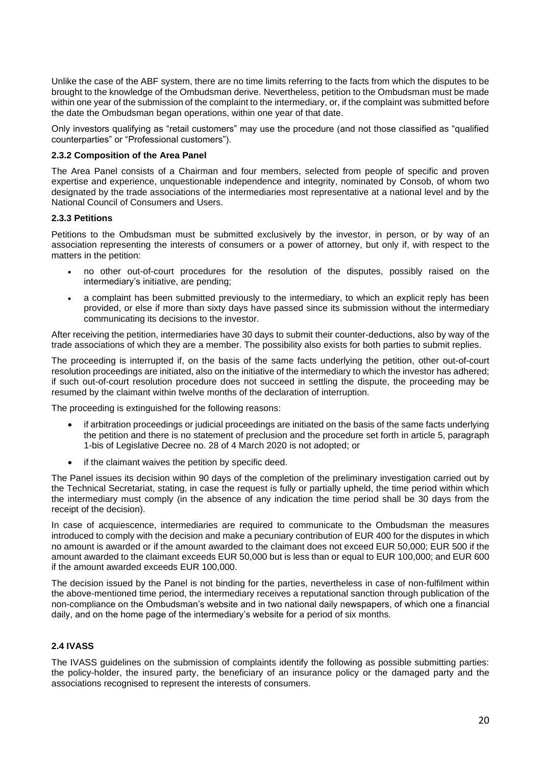Unlike the case of the ABF system, there are no time limits referring to the facts from which the disputes to be brought to the knowledge of the Ombudsman derive. Nevertheless, petition to the Ombudsman must be made within one year of the submission of the complaint to the intermediary, or, if the complaint was submitted before the date the Ombudsman began operations, within one year of that date.

Only investors qualifying as "retail customers" may use the procedure (and not those classified as "qualified counterparties" or "Professional customers").

### 2.3.2 Composition of the Area Panel

The Area Panel consists of a Chairman and four members, selected from people of specific and proven expertise and experience, unquestionable independence and integrity, nominated by Consob, of whom two designated by the trade associations of the intermediaries most representative at a national level and by the National Council of Consumers and Users.

### 2.3.3 Petitions

Petitions to the Ombudsman must be submitted exclusively by the investor, in person, or by way of an association representing the interests of consumers or a power of attorney, but only if, with respect to the matters in the petition:

- no other out-of-court procedures for the resolution of the disputes, possibly raised on the intermediary's initiative, are pending;
- a complaint has been submitted previously to the intermediary, to which an explicit reply has been provided, or else if more than sixty days have passed since its submission without the intermediary communicating its decisions to the investor.

After receiving the petition, intermediaries have 30 days to submit their counter-deductions, also by way of the trade associations of which they are a member. The possibility also exists for both parties to submit replies.

The proceeding is interrupted if, on the basis of the same facts underlying the petition, other out-of-court resolution proceedings are initiated, also on the initiative of the intermediary to which the investor has adhered; if such out-of-court resolution procedure does not succeed in settling the dispute, the proceeding may be resumed by the claimant within twelve months of the declaration of interruption.

The proceeding is extinguished for the following reasons:

- if arbitration proceedings or judicial proceedings are initiated on the basis of the same facts underlying the petition and there is no statement of preclusion and the procedure set forth in article 5, paragraph 1-bis of Legislative Decree no. 28 of 4 March 2020 is not adopted; or
- if the claimant waives the petition by specific deed.

The Panel issues its decision within 90 days of the completion of the preliminary investigation carried out by the Technical Secretariat, stating, in case the request is fully or partially upheld, the time period within which the intermediary must comply (in the absence of any indication the time period shall be 30 days from the receipt of the decision).

In case of acquiescence, intermediaries are required to communicate to the Ombudsman the measures introduced to comply with the decision and make a pecuniary contribution of EUR 400 for the disputes in which no amount is awarded or if the amount awarded to the claimant does not exceed EUR 50,000; EUR 500 if the amount awarded to the claimant exceeds EUR 50,000 but is less than or equal to EUR 100,000; and EUR 600 if the amount awarded exceeds EUR 100,000.

The decision issued by the Panel is not binding for the parties, nevertheless in case of non-fulfilment within the above-mentioned time period, the intermediary receives a reputational sanction through publication of the non-compliance on the Ombudsman's website and in two national daily newspapers, of which one a financial daily, and on the home page of the intermediary's website for a period of six months.

## 2.4 IVASS

The IVASS guidelines on the submission of complaints identify the following as possible submitting parties: the policy-holder, the insured party, the beneficiary of an insurance policy or the damaged party and the associations recognised to represent the interests of consumers.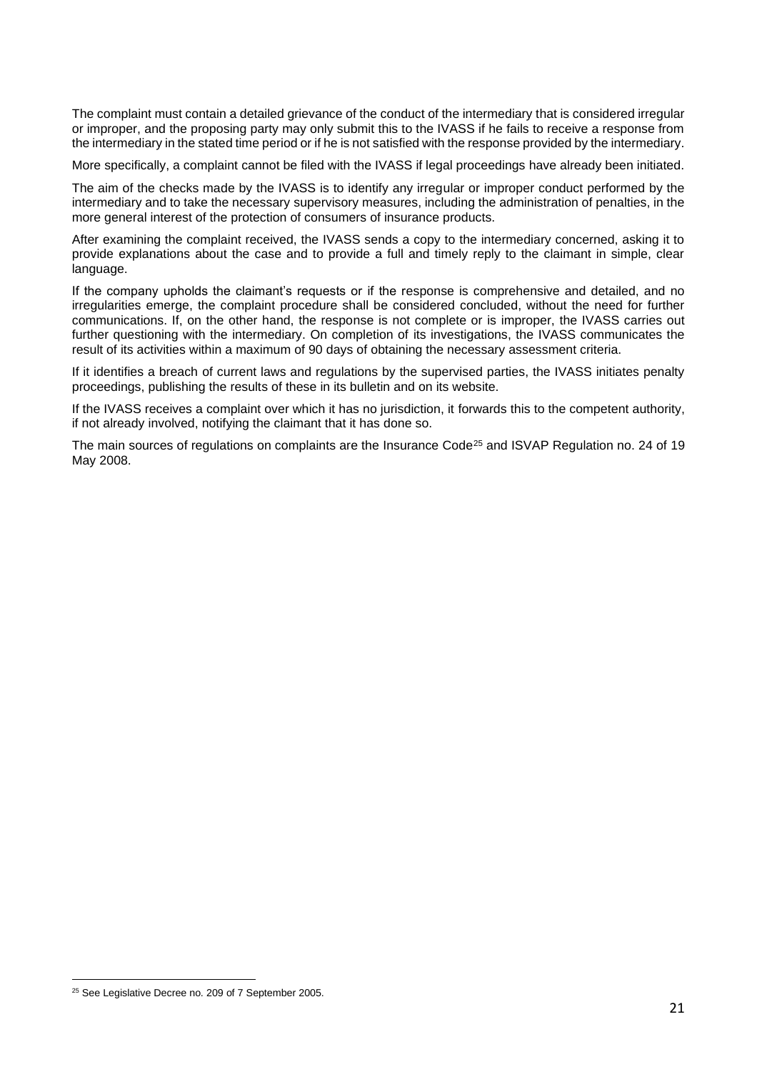The complaint must contain a detailed grievance of the conduct of the intermediary that is considered irregular or improper, and the proposing party may only submit this to the IVASS if he fails to receive a response from the intermediary in the stated time period or if he is not satisfied with the response provided by the intermediary.

More specifically, a complaint cannot be filed with the IVASS if legal proceedings have already been initiated.

The aim of the checks made by the IVASS is to identify any irregular or improper conduct performed by the intermediary and to take the necessary supervisory measures, including the administration of penalties, in the more general interest of the protection of consumers of insurance products.

After examining the complaint received, the IVASS sends a copy to the intermediary concerned, asking it to provide explanations about the case and to provide a full and timely reply to the claimant in simple, clear language.

If the company upholds the claimant's requests or if the response is comprehensive and detailed, and no irregularities emerge, the complaint procedure shall be considered concluded, without the need for further communications. If, on the other hand, the response is not complete or is improper, the IVASS carries out further questioning with the intermediary. On completion of its investigations, the IVASS communicates the result of its activities within a maximum of 90 days of obtaining the necessary assessment criteria.

If it identifies a breach of current laws and regulations by the supervised parties, the IVASS initiates penalty proceedings, publishing the results of these in its bulletin and on its website.

If the IVASS receives a complaint over which it has no jurisdiction, it forwards this to the competent authority, if not already involved, notifying the claimant that it has done so.

The main sources of regulations on complaints are the Insurance Code[25] and ISVAP Regulation no. 24 of 19 May 2008.

[25] See Legislative Decree no. 209 of 7 September 2005.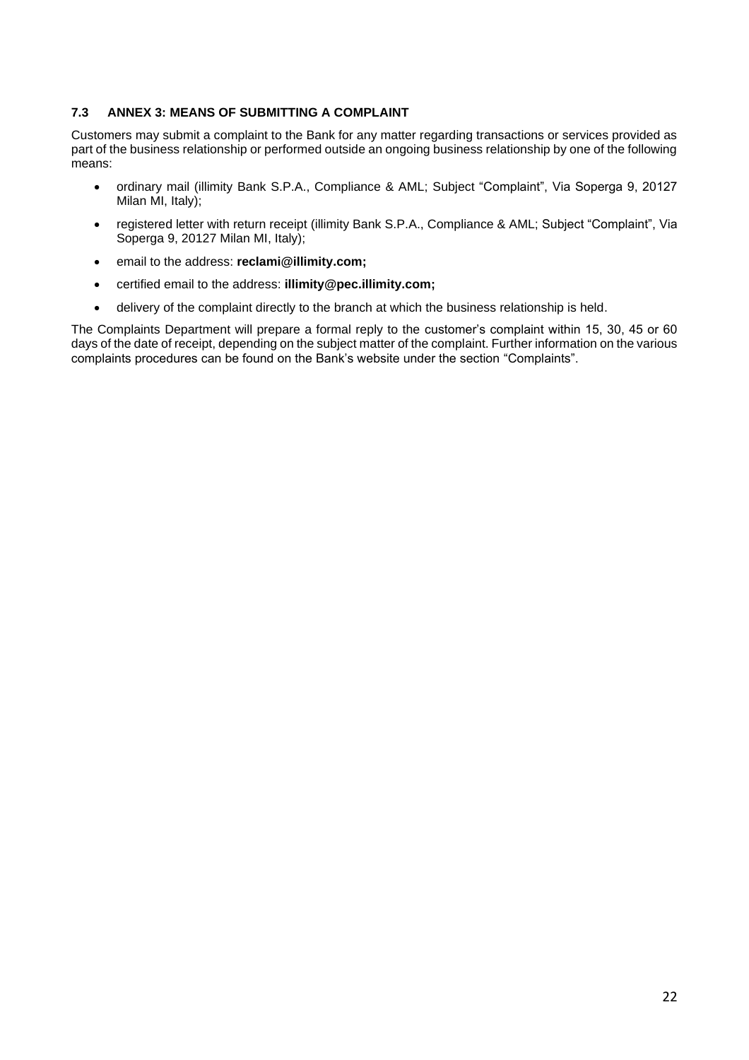### 7.3 ANNEX 3: MEANS OF SUBMITTING A COMPLAINT

Customers may submit a complaint to the Bank for any matter regarding transactions or services provided as part of the business relationship or performed outside an ongoing business relationship by one of the following means:

- ordinary mail (illimity Bank S.P.A., Compliance & AML; Subject "Complaint", Via Soperga 9, 20127 Milan MI, Italy);
- registered letter with return receipt (illimity Bank S.P.A., Compliance & AML; Subject "Complaint", Via Soperga 9, 20127 Milan MI, Italy);
- email to the address: **reclami@illimity.com;**
- certified email to the address: **illimity@pec.illimity.com;**
- delivery of the complaint directly to the branch at which the business relationship is held.

The Complaints Department will prepare a formal reply to the customer's complaint within 15, 30, 45 or 60 days of the date of receipt, depending on the subject matter of the complaint. Further information on the various complaints procedures can be found on the Bank's website under the section "Complaints".